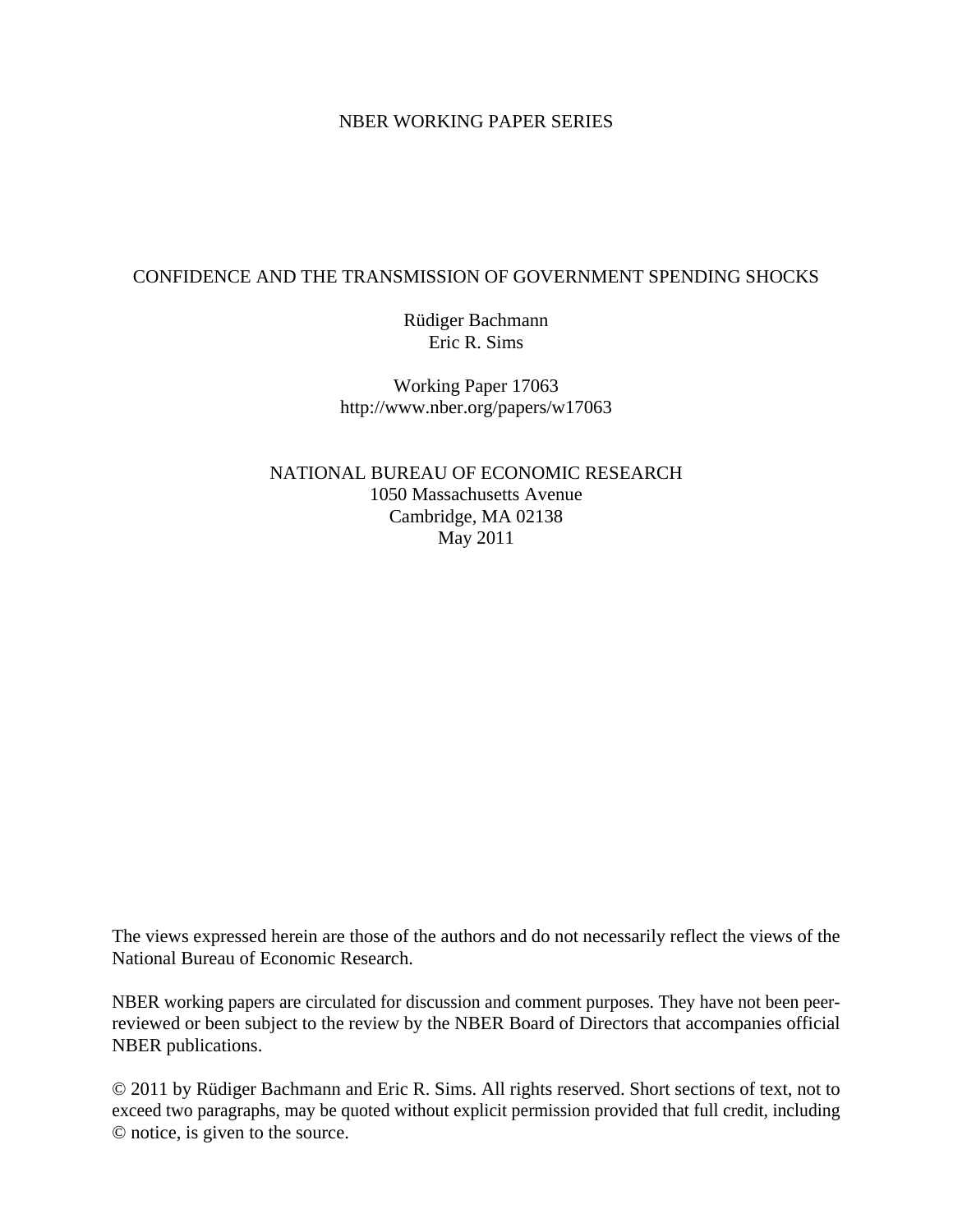NBER WORKING PAPER SERIES

# CONFIDENCE AND THE TRANSMISSION OF GOVERNMENT SPENDING SHOCKS

Rüdiger Bachmann
Eric R. Sims

Working Paper 17063
http://www.nber.org/papers/w17063

NATIONAL BUREAU OF ECONOMIC RESEARCH
1050 Massachusetts Avenue
Cambridge, MA 02138
May 2011

The views expressed herein are those of the authors and do not necessarily reflect the views of the National Bureau of Economic Research.

NBER working papers are circulated for discussion and comment purposes. They have not been peer-reviewed or been subject to the review by the NBER Board of Directors that accompanies official NBER publications.

© 2011 by Rüdiger Bachmann and Eric R. Sims. All rights reserved. Short sections of text, not to exceed two paragraphs, may be quoted without explicit permission provided that full credit, including © notice, is given to the source.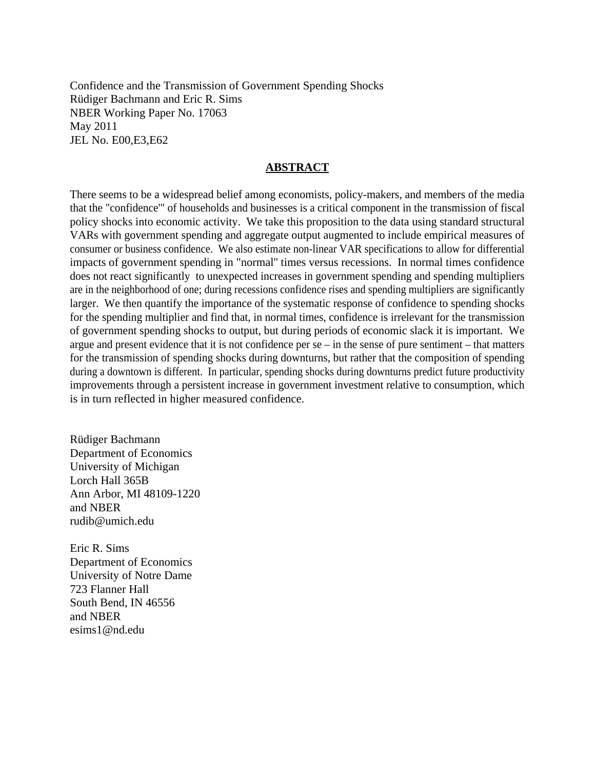Confidence and the Transmission of Government Spending Shocks
Rüdiger Bachmann and Eric R. Sims
NBER Working Paper No. 17063
May 2011
JEL No. E00,E3,E62

## ABSTRACT

There seems to be a widespread belief among economists, policy-makers, and members of the media that the "confidence"' of households and businesses is a critical component in the transmission of fiscal policy shocks into economic activity. We take this proposition to the data using standard structural VARs with government spending and aggregate output augmented to include empirical measures of consumer or business confidence. We also estimate non-linear VAR specifications to allow for differential impacts of government spending in "normal" times versus recessions. In normal times confidence does not react significantly to unexpected increases in government spending and spending multipliers are in the neighborhood of one; during recessions confidence rises and spending multipliers are significantly larger. We then quantify the importance of the systematic response of confidence to spending shocks for the spending multiplier and find that, in normal times, confidence is irrelevant for the transmission of government spending shocks to output, but during periods of economic slack it is important. We argue and present evidence that it is not confidence per se – in the sense of pure sentiment – that matters for the transmission of spending shocks during downturns, but rather that the composition of spending during a downtown is different. In particular, spending shocks during downturns predict future productivity improvements through a persistent increase in government investment relative to consumption, which is in turn reflected in higher measured confidence.

Rüdiger Bachmann
Department of Economics
University of Michigan
Lorch Hall 365B
Ann Arbor, MI 48109-1220
and NBER
rudib@umich.edu

Eric R. Sims
Department of Economics
University of Notre Dame
723 Flanner Hall
South Bend, IN 46556
and NBER
esims1@nd.edu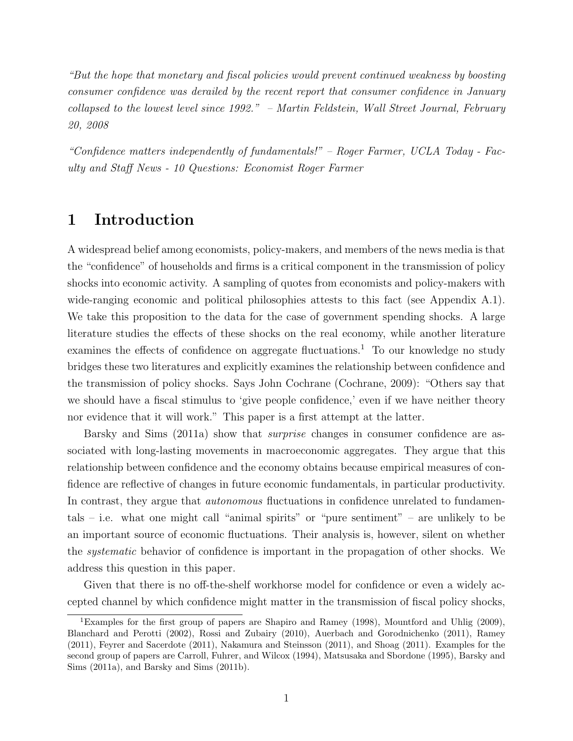*"But the hope that monetary and fiscal policies would prevent continued weakness by boosting consumer confidence was derailed by the recent report that consumer confidence in January collapsed to the lowest level since 1992." – Martin Feldstein, Wall Street Journal, February 20, 2008*

*"Confidence matters independently of fundamentals!" – Roger Farmer, UCLA Today - Faculty and Staff News - 10 Questions: Economist Roger Farmer*

# 1 Introduction

A widespread belief among economists, policy-makers, and members of the news media is that the "confidence" of households and firms is a critical component in the transmission of policy shocks into economic activity. A sampling of quotes from economists and policy-makers with wide-ranging economic and political philosophies attests to this fact (see Appendix A.1). We take this proposition to the data for the case of government spending shocks. A large literature studies the effects of these shocks on the real economy, while another literature examines the effects of confidence on aggregate fluctuations.[1] To our knowledge no study bridges these two literatures and explicitly examines the relationship between confidence and the transmission of policy shocks. Says John Cochrane (Cochrane, 2009): "Others say that we should have a fiscal stimulus to 'give people confidence,' even if we have neither theory nor evidence that it will work." This paper is a first attempt at the latter.

Barsky and Sims (2011a) show that *surprise* changes in consumer confidence are associated with long-lasting movements in macroeconomic aggregates. They argue that this relationship between confidence and the economy obtains because empirical measures of confidence are reflective of changes in future economic fundamentals, in particular productivity. In contrast, they argue that *autonomous* fluctuations in confidence unrelated to fundamentals – i.e. what one might call "animal spirits" or "pure sentiment" – are unlikely to be an important source of economic fluctuations. Their analysis is, however, silent on whether the *systematic* behavior of confidence is important in the propagation of other shocks. We address this question in this paper.

Given that there is no off-the-shelf workhorse model for confidence or even a widely accepted channel by which confidence might matter in the transmission of fiscal policy shocks,

[1] Examples for the first group of papers are Shapiro and Ramey (1998), Mountford and Uhlig (2009), Blanchard and Perotti (2002), Rossi and Zubairy (2010), Auerbach and Gorodnichenko (2011), Ramey (2011), Feyrer and Sacerdote (2011), Nakamura and Steinsson (2011), and Shoag (2011). Examples for the second group of papers are Carroll, Fuhrer, and Wilcox (1994), Matsusaka and Sbordone (1995), Barsky and Sims (2011a), and Barsky and Sims (2011b).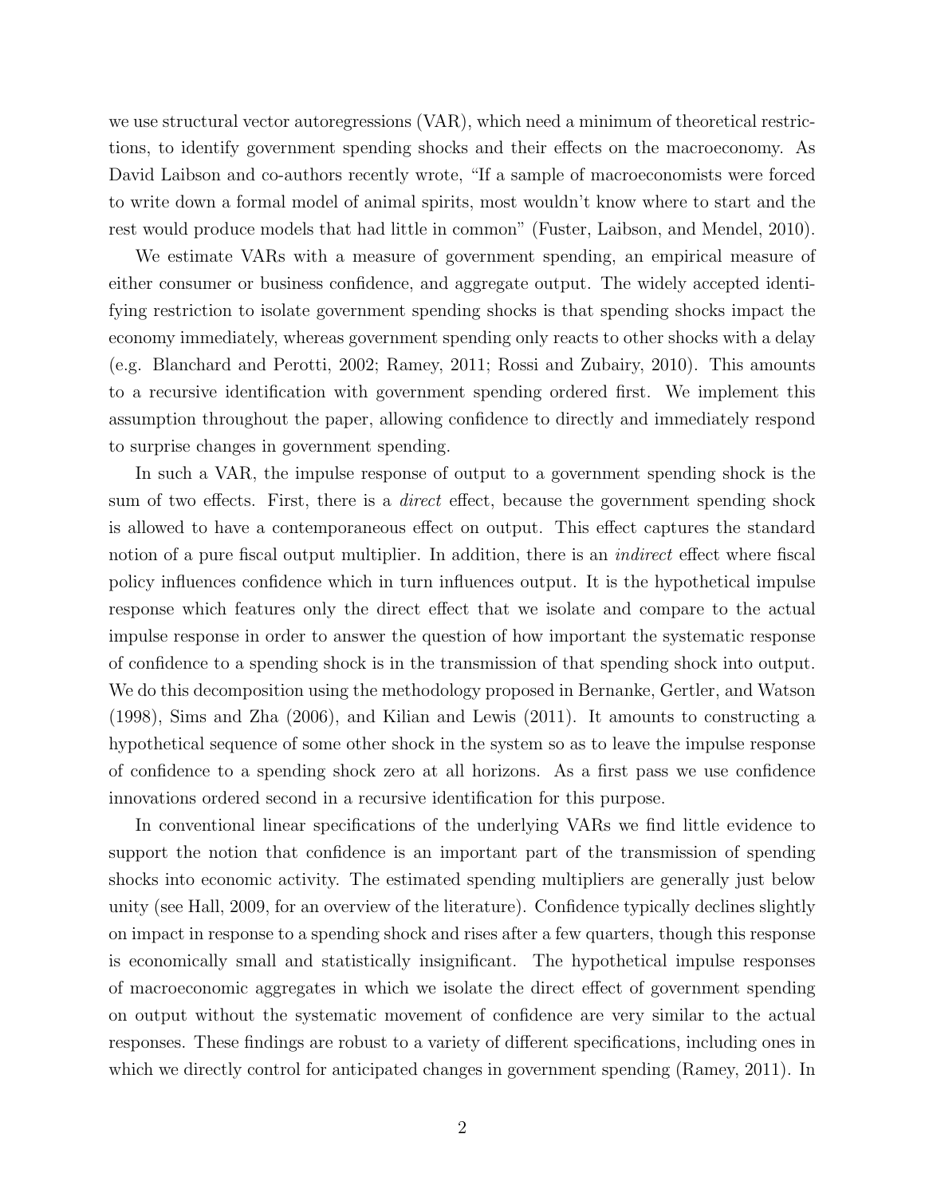we use structural vector autoregressions (VAR), which need a minimum of theoretical restrictions, to identify government spending shocks and their effects on the macroeconomy. As David Laibson and co-authors recently wrote, "If a sample of macroeconomists were forced to write down a formal model of animal spirits, most wouldn't know where to start and the rest would produce models that had little in common" (Fuster, Laibson, and Mendel, 2010).

We estimate VARs with a measure of government spending, an empirical measure of either consumer or business confidence, and aggregate output. The widely accepted identifying restriction to isolate government spending shocks is that spending shocks impact the economy immediately, whereas government spending only reacts to other shocks with a delay (e.g. Blanchard and Perotti, 2002; Ramey, 2011; Rossi and Zubairy, 2010). This amounts to a recursive identification with government spending ordered first. We implement this assumption throughout the paper, allowing confidence to directly and immediately respond to surprise changes in government spending.

In such a VAR, the impulse response of output to a government spending shock is the sum of two effects. First, there is a *direct* effect, because the government spending shock is allowed to have a contemporaneous effect on output. This effect captures the standard notion of a pure fiscal output multiplier. In addition, there is an *indirect* effect where fiscal policy influences confidence which in turn influences output. It is the hypothetical impulse response which features only the direct effect that we isolate and compare to the actual impulse response in order to answer the question of how important the systematic response of confidence to a spending shock is in the transmission of that spending shock into output. We do this decomposition using the methodology proposed in Bernanke, Gertler, and Watson (1998), Sims and Zha (2006), and Kilian and Lewis (2011). It amounts to constructing a hypothetical sequence of some other shock in the system so as to leave the impulse response of confidence to a spending shock zero at all horizons. As a first pass we use confidence innovations ordered second in a recursive identification for this purpose.

In conventional linear specifications of the underlying VARs we find little evidence to support the notion that confidence is an important part of the transmission of spending shocks into economic activity. The estimated spending multipliers are generally just below unity (see Hall, 2009, for an overview of the literature). Confidence typically declines slightly on impact in response to a spending shock and rises after a few quarters, though this response is economically small and statistically insignificant. The hypothetical impulse responses of macroeconomic aggregates in which we isolate the direct effect of government spending on output without the systematic movement of confidence are very similar to the actual responses. These findings are robust to a variety of different specifications, including ones in which we directly control for anticipated changes in government spending (Ramey, 2011). In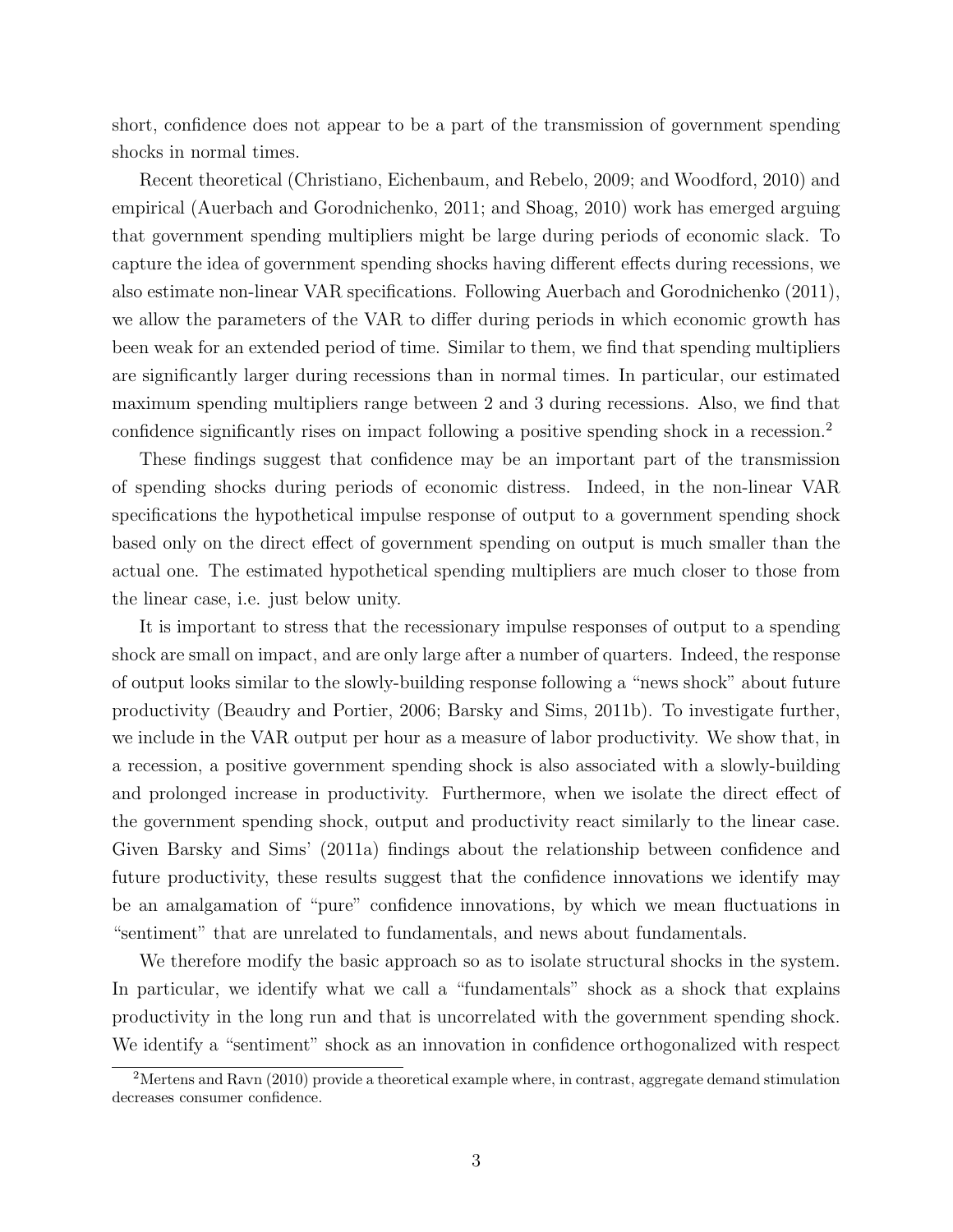short, confidence does not appear to be a part of the transmission of government spending shocks in normal times.

Recent theoretical (Christiano, Eichenbaum, and Rebelo, 2009; and Woodford, 2010) and empirical (Auerbach and Gorodnichenko, 2011; and Shoag, 2010) work has emerged arguing that government spending multipliers might be large during periods of economic slack. To capture the idea of government spending shocks having different effects during recessions, we also estimate non-linear VAR specifications. Following Auerbach and Gorodnichenko (2011), we allow the parameters of the VAR to differ during periods in which economic growth has been weak for an extended period of time. Similar to them, we find that spending multipliers are significantly larger during recessions than in normal times. In particular, our estimated maximum spending multipliers range between 2 and 3 during recessions. Also, we find that confidence significantly rises on impact following a positive spending shock in a recession.[2]

These findings suggest that confidence may be an important part of the transmission of spending shocks during periods of economic distress. Indeed, in the non-linear VAR specifications the hypothetical impulse response of output to a government spending shock based only on the direct effect of government spending on output is much smaller than the actual one. The estimated hypothetical spending multipliers are much closer to those from the linear case, i.e. just below unity.

It is important to stress that the recessionary impulse responses of output to a spending shock are small on impact, and are only large after a number of quarters. Indeed, the response of output looks similar to the slowly-building response following a "news shock" about future productivity (Beaudry and Portier, 2006; Barsky and Sims, 2011b). To investigate further, we include in the VAR output per hour as a measure of labor productivity. We show that, in a recession, a positive government spending shock is also associated with a slowly-building and prolonged increase in productivity. Furthermore, when we isolate the direct effect of the government spending shock, output and productivity react similarly to the linear case. Given Barsky and Sims' (2011a) findings about the relationship between confidence and future productivity, these results suggest that the confidence innovations we identify may be an amalgamation of "pure" confidence innovations, by which we mean fluctuations in "sentiment" that are unrelated to fundamentals, and news about fundamentals.

We therefore modify the basic approach so as to isolate structural shocks in the system. In particular, we identify what we call a "fundamentals" shock as a shock that explains productivity in the long run and that is uncorrelated with the government spending shock. We identify a "sentiment" shock as an innovation in confidence orthogonalized with respect

[2] Mertens and Ravn (2010) provide a theoretical example where, in contrast, aggregate demand stimulation decreases consumer confidence.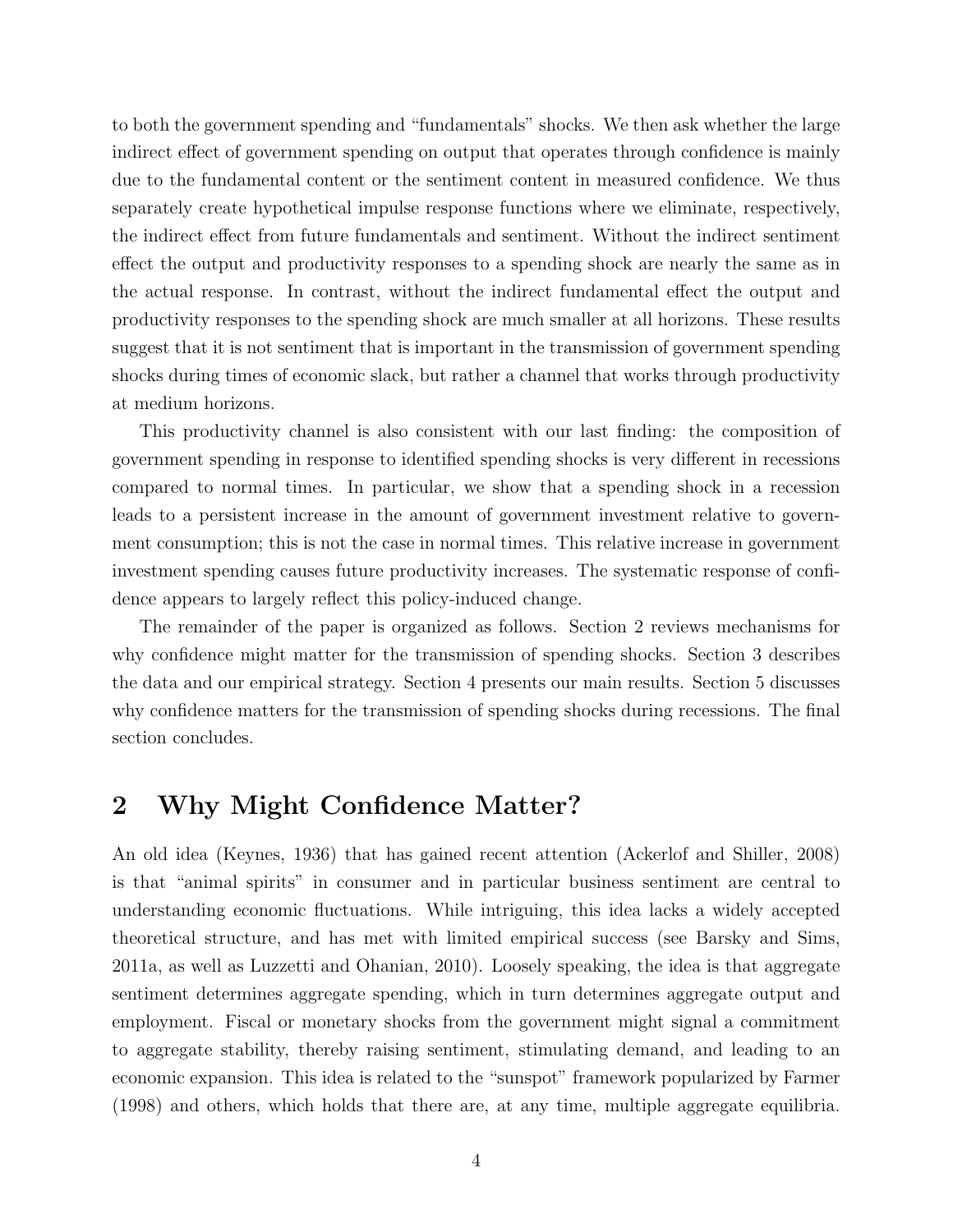to both the government spending and "fundamentals" shocks. We then ask whether the large indirect effect of government spending on output that operates through confidence is mainly due to the fundamental content or the sentiment content in measured confidence. We thus separately create hypothetical impulse response functions where we eliminate, respectively, the indirect effect from future fundamentals and sentiment. Without the indirect sentiment effect the output and productivity responses to a spending shock are nearly the same as in the actual response. In contrast, without the indirect fundamental effect the output and productivity responses to the spending shock are much smaller at all horizons. These results suggest that it is not sentiment that is important in the transmission of government spending shocks during times of economic slack, but rather a channel that works through productivity at medium horizons.

This productivity channel is also consistent with our last finding: the composition of government spending in response to identified spending shocks is very different in recessions compared to normal times. In particular, we show that a spending shock in a recession leads to a persistent increase in the amount of government investment relative to government consumption; this is not the case in normal times. This relative increase in government investment spending causes future productivity increases. The systematic response of confidence appears to largely reflect this policy-induced change.

The remainder of the paper is organized as follows. Section 2 reviews mechanisms for why confidence might matter for the transmission of spending shocks. Section 3 describes the data and our empirical strategy. Section 4 presents our main results. Section 5 discusses why confidence matters for the transmission of spending shocks during recessions. The final section concludes.

## 2 Why Might Confidence Matter?

An old idea (Keynes, 1936) that has gained recent attention (Ackerlof and Shiller, 2008) is that "animal spirits" in consumer and in particular business sentiment are central to understanding economic fluctuations. While intriguing, this idea lacks a widely accepted theoretical structure, and has met with limited empirical success (see Barsky and Sims, 2011a, as well as Luzzetti and Ohanian, 2010). Loosely speaking, the idea is that aggregate sentiment determines aggregate spending, which in turn determines aggregate output and employment. Fiscal or monetary shocks from the government might signal a commitment to aggregate stability, thereby raising sentiment, stimulating demand, and leading to an economic expansion. This idea is related to the "sunspot" framework popularized by Farmer (1998) and others, which holds that there are, at any time, multiple aggregate equilibria.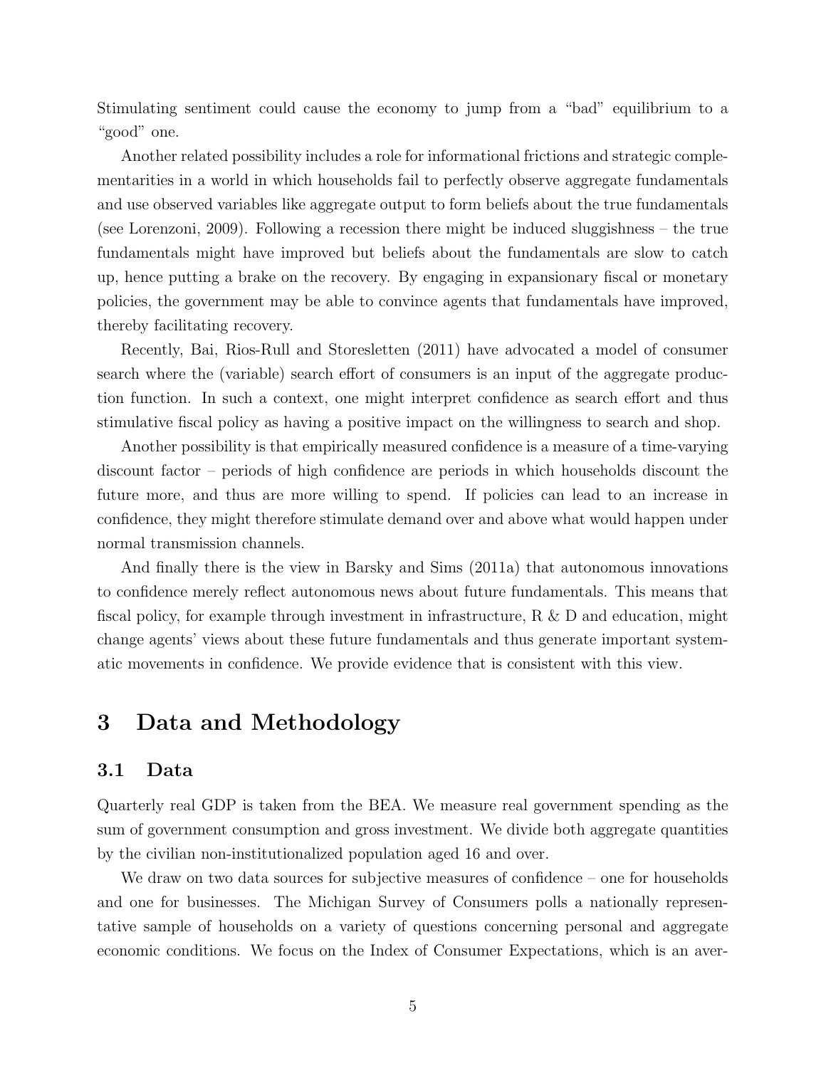Stimulating sentiment could cause the economy to jump from a "bad" equilibrium to a "good" one.

Another related possibility includes a role for informational frictions and strategic complementarities in a world in which households fail to perfectly observe aggregate fundamentals and use observed variables like aggregate output to form beliefs about the true fundamentals (see Lorenzoni, 2009). Following a recession there might be induced sluggishness – the true fundamentals might have improved but beliefs about the fundamentals are slow to catch up, hence putting a brake on the recovery. By engaging in expansionary fiscal or monetary policies, the government may be able to convince agents that fundamentals have improved, thereby facilitating recovery.

Recently, Bai, Rios-Rull and Storesletten (2011) have advocated a model of consumer search where the (variable) search effort of consumers is an input of the aggregate production function. In such a context, one might interpret confidence as search effort and thus stimulative fiscal policy as having a positive impact on the willingness to search and shop.

Another possibility is that empirically measured confidence is a measure of a time-varying discount factor – periods of high confidence are periods in which households discount the future more, and thus are more willing to spend. If policies can lead to an increase in confidence, they might therefore stimulate demand over and above what would happen under normal transmission channels.

And finally there is the view in Barsky and Sims (2011a) that autonomous innovations to confidence merely reflect autonomous news about future fundamentals. This means that fiscal policy, for example through investment in infrastructure, R & D and education, might change agents' views about these future fundamentals and thus generate important systematic movements in confidence. We provide evidence that is consistent with this view.

# 3 Data and Methodology

## 3.1 Data

Quarterly real GDP is taken from the BEA. We measure real government spending as the sum of government consumption and gross investment. We divide both aggregate quantities by the civilian non-institutionalized population aged 16 and over.

We draw on two data sources for subjective measures of confidence – one for households and one for businesses. The Michigan Survey of Consumers polls a nationally representative sample of households on a variety of questions concerning personal and aggregate economic conditions. We focus on the Index of Consumer Expectations, which is an aver-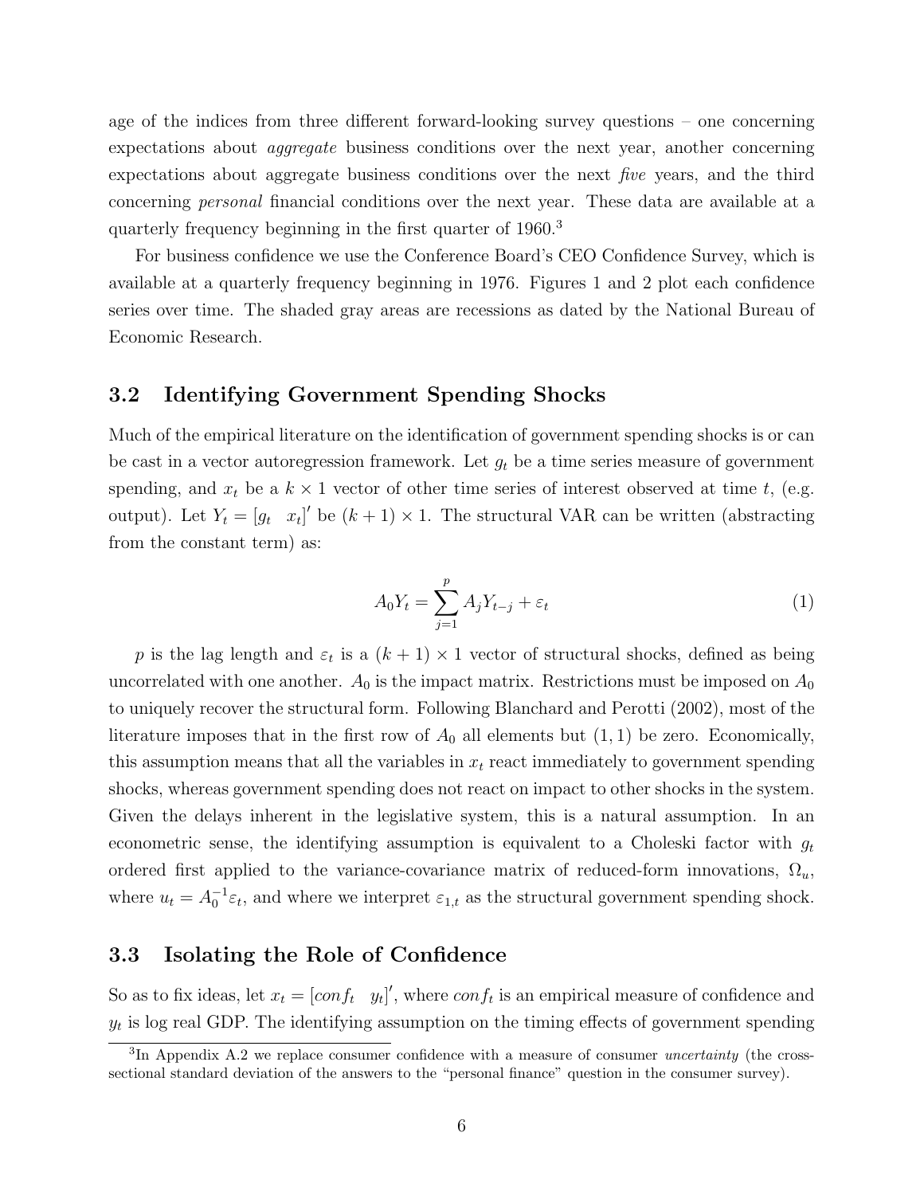age of the indices from three different forward-looking survey questions – one concerning expectations about *aggregate* business conditions over the next year, another concerning expectations about aggregate business conditions over the next *five* years, and the third concerning *personal* financial conditions over the next year. These data are available at a quarterly frequency beginning in the first quarter of 1960.[3]

For business confidence we use the Conference Board's CEO Confidence Survey, which is available at a quarterly frequency beginning in 1976. Figures 1 and 2 plot each confidence series over time. The shaded gray areas are recessions as dated by the National Bureau of Economic Research.

### 3.2 Identifying Government Spending Shocks

Much of the empirical literature on the identification of government spending shocks is or can be cast in a vector autoregression framework. Let $g_t$ be a time series measure of government spending, and $x_t$ be a $k \times 1$ vector of other time series of interest observed at time $t$, (e.g. output). Let $Y_t = [g_t \quad x_t]'$ be $(k+1) \times 1$. The structural VAR can be written (abstracting from the constant term) as:

$$A_0 Y_t = \sum_{j=1}^{p} A_j Y_{t-j} + \varepsilon_t \tag{1}$$

$p$ is the lag length and $\varepsilon_t$ is a $(k+1) \times 1$ vector of structural shocks, defined as being uncorrelated with one another. $A_0$ is the impact matrix. Restrictions must be imposed on $A_0$ to uniquely recover the structural form. Following Blanchard and Perotti (2002), most of the literature imposes that in the first row of $A_0$ all elements but $(1,1)$ be zero. Economically, this assumption means that all the variables in $x_t$ react immediately to government spending shocks, whereas government spending does not react on impact to other shocks in the system. Given the delays inherent in the legislative system, this is a natural assumption. In an econometric sense, the identifying assumption is equivalent to a Choleski factor with $g_t$ ordered first applied to the variance-covariance matrix of reduced-form innovations, $\Omega_u$, where $u_t = A_0^{-1}\varepsilon_t$, and where we interpret $\varepsilon_{1,t}$ as the structural government spending shock.

### 3.3 Isolating the Role of Confidence

So as to fix ideas, let $x_t = [conf_t \quad y_t]'$, where $conf_t$ is an empirical measure of confidence and $y_t$ is log real GDP. The identifying assumption on the timing effects of government spending

[3] In Appendix A.2 we replace consumer confidence with a measure of consumer *uncertainty* (the cross-sectional standard deviation of the answers to the "personal finance" question in the consumer survey).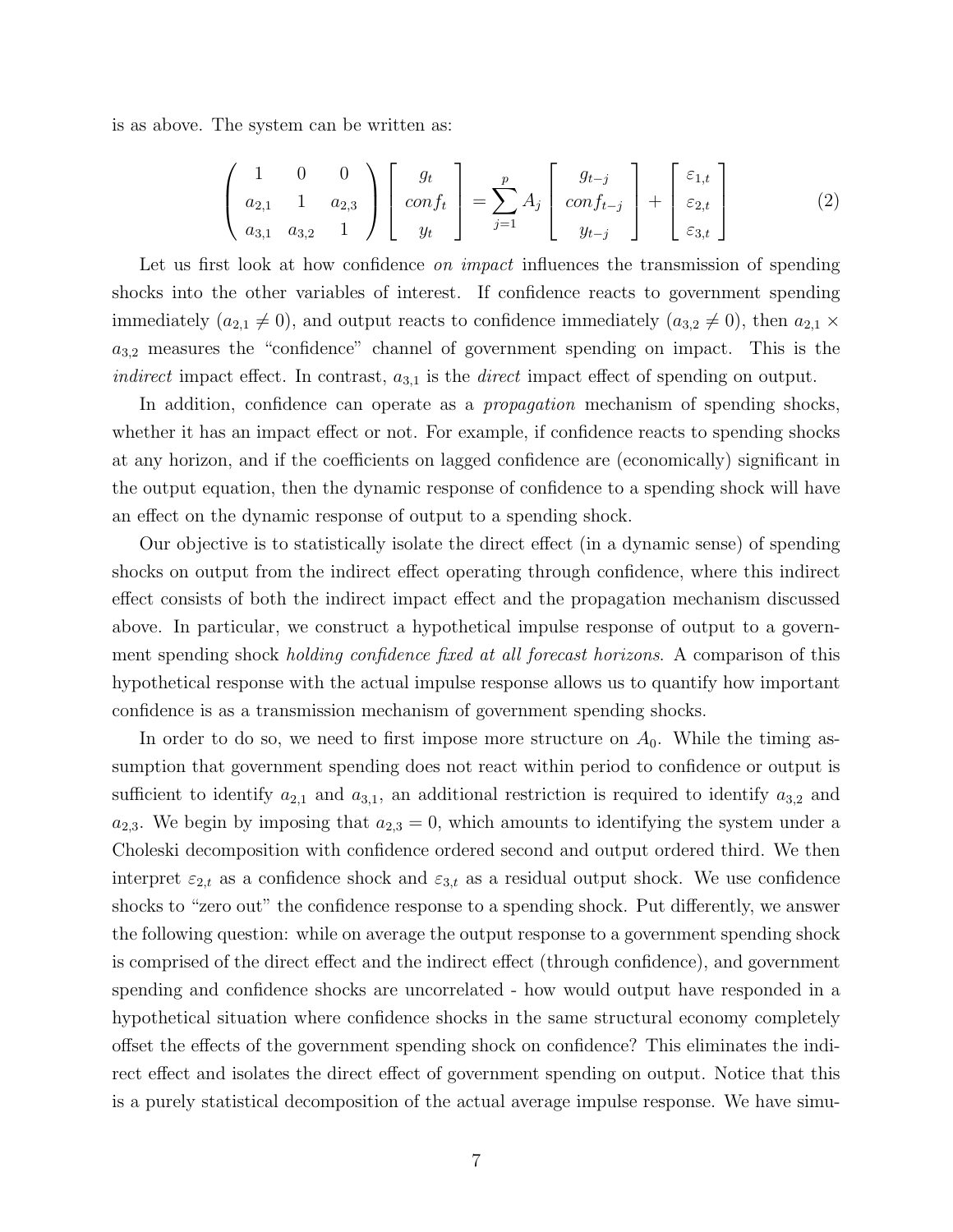is as above. The system can be written as:

$$
\begin{pmatrix} 1 & 0 & 0 \\ a_{2,1} & 1 & a_{2,3} \\ a_{3,1} & a_{3,2} & 1 \end{pmatrix} \begin{bmatrix} g_t \\ conf_t \\ y_t \end{bmatrix} = \sum_{j=1}^{p} A_j \begin{bmatrix} g_{t-j} \\ conf_{t-j} \\ y_{t-j} \end{bmatrix} + \begin{bmatrix} \varepsilon_{1,t} \\ \varepsilon_{2,t} \\ \varepsilon_{3,t} \end{bmatrix} \tag{2}
$$

Let us first look at how confidence *on impact* influences the transmission of spending shocks into the other variables of interest. If confidence reacts to government spending immediately ($a_{2,1} \neq 0$), and output reacts to confidence immediately ($a_{3,2} \neq 0$), then $a_{2,1} \times a_{3,2}$ measures the "confidence" channel of government spending on impact. This is the *indirect* impact effect. In contrast, $a_{3,1}$ is the *direct* impact effect of spending on output.

In addition, confidence can operate as a *propagation* mechanism of spending shocks, whether it has an impact effect or not. For example, if confidence reacts to spending shocks at any horizon, and if the coefficients on lagged confidence are (economically) significant in the output equation, then the dynamic response of confidence to a spending shock will have an effect on the dynamic response of output to a spending shock.

Our objective is to statistically isolate the direct effect (in a dynamic sense) of spending shocks on output from the indirect effect operating through confidence, where this indirect effect consists of both the indirect impact effect and the propagation mechanism discussed above. In particular, we construct a hypothetical impulse response of output to a government spending shock *holding confidence fixed at all forecast horizons*. A comparison of this hypothetical response with the actual impulse response allows us to quantify how important confidence is as a transmission mechanism of government spending shocks.

In order to do so, we need to first impose more structure on $A_0$. While the timing assumption that government spending does not react within period to confidence or output is sufficient to identify $a_{2,1}$ and $a_{3,1}$, an additional restriction is required to identify $a_{3,2}$ and $a_{2,3}$. We begin by imposing that $a_{2,3} = 0$, which amounts to identifying the system under a Choleski decomposition with confidence ordered second and output ordered third. We then interpret $\varepsilon_{2,t}$ as a confidence shock and $\varepsilon_{3,t}$ as a residual output shock. We use confidence shocks to "zero out" the confidence response to a spending shock. Put differently, we answer the following question: while on average the output response to a government spending shock is comprised of the direct effect and the indirect effect (through confidence), and government spending and confidence shocks are uncorrelated - how would output have responded in a hypothetical situation where confidence shocks in the same structural economy completely offset the effects of the government spending shock on confidence? This eliminates the indirect effect and isolates the direct effect of government spending on output. Notice that this is a purely statistical decomposition of the actual average impulse response. We have simu-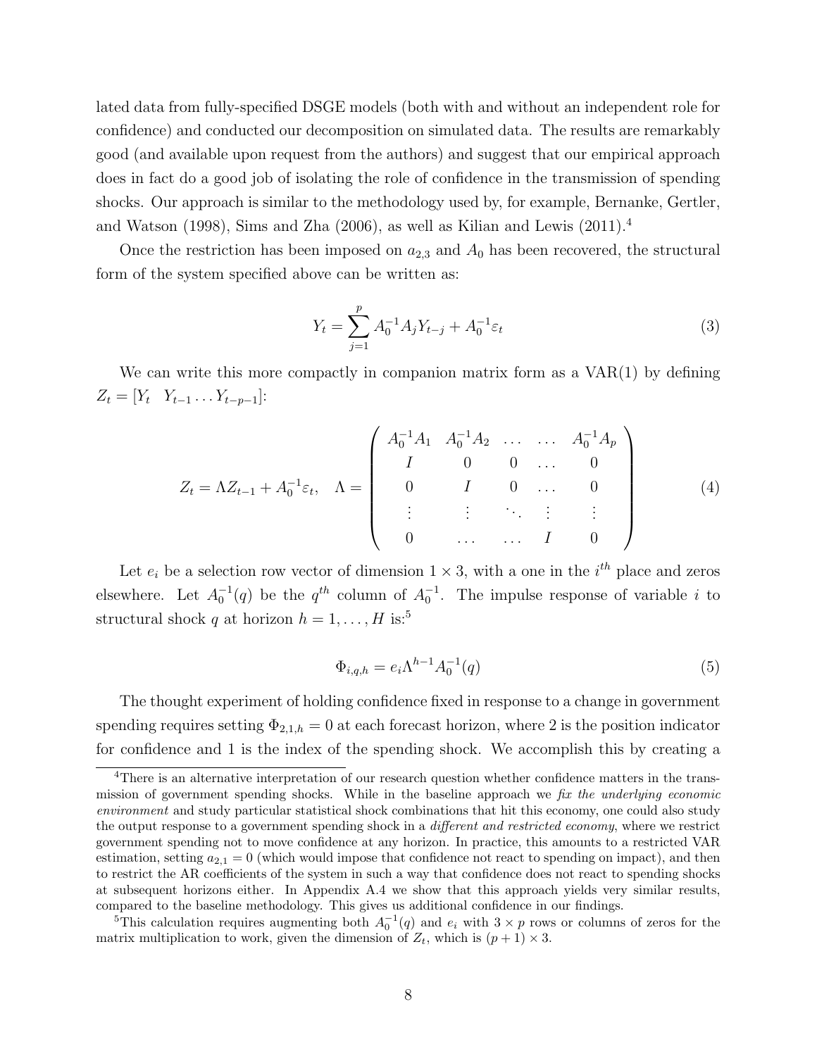lated data from fully-specified DSGE models (both with and without an independent role for confidence) and conducted our decomposition on simulated data. The results are remarkably good (and available upon request from the authors) and suggest that our empirical approach does in fact do a good job of isolating the role of confidence in the transmission of spending shocks. Our approach is similar to the methodology used by, for example, Bernanke, Gertler, and Watson (1998), Sims and Zha (2006), as well as Kilian and Lewis (2011).[4]

Once the restriction has been imposed on $a_{2,3}$ and $A_0$ has been recovered, the structural form of the system specified above can be written as:

$$Y_t = \sum_{j=1}^{p} A_0^{-1} A_j Y_{t-j} + A_0^{-1} \varepsilon_t \tag{3}$$

We can write this more compactly in companion matrix form as a VAR(1) by defining $Z_t = [Y_t \quad Y_{t-1} \dots Y_{t-p-1}]$:

$$Z_t = \Lambda Z_{t-1} + A_0^{-1} \varepsilon_t, \quad \Lambda = \begin{pmatrix} A_0^{-1}A_1 & A_0^{-1}A_2 & \dots & \dots & A_0^{-1}A_p \\ I & 0 & 0 & \dots & 0 \\ 0 & I & 0 & \dots & 0 \\ \vdots & \vdots & \ddots & \vdots & \vdots \\ 0 & \dots & \dots & I & 0 \end{pmatrix} \tag{4}$$

Let $e_i$ be a selection row vector of dimension $1 \times 3$, with a one in the $i^{th}$ place and zeros elsewhere. Let $A_0^{-1}(q)$ be the $q^{th}$ column of $A_0^{-1}$. The impulse response of variable $i$ to structural shock $q$ at horizon $h = 1, \dots, H$ is:[5]

$$\Phi_{i,q,h} = e_i \Lambda^{h-1} A_0^{-1}(q) \tag{5}$$

The thought experiment of holding confidence fixed in response to a change in government spending requires setting $\Phi_{2,1,h} = 0$ at each forecast horizon, where 2 is the position indicator for confidence and 1 is the index of the spending shock. We accomplish this by creating a

[4] There is an alternative interpretation of our research question whether confidence matters in the transmission of government spending shocks. While in the baseline approach we *fix the underlying economic environment* and study particular statistical shock combinations that hit this economy, one could also study the output response to a government spending shock in a *different and restricted economy*, where we restrict government spending not to move confidence at any horizon. In practice, this amounts to a restricted VAR estimation, setting $a_{2,1} = 0$ (which would impose that confidence not react to spending on impact), and then to restrict the AR coefficients of the system in such a way that confidence does not react to spending shocks at subsequent horizons either. In Appendix A.4 we show that this approach yields very similar results, compared to the baseline methodology. This gives us additional confidence in our findings.

[5] This calculation requires augmenting both $A_0^{-1}(q)$ and $e_i$ with $3 \times p$ rows or columns of zeros for the matrix multiplication to work, given the dimension of $Z_t$, which is $(p+1) \times 3$.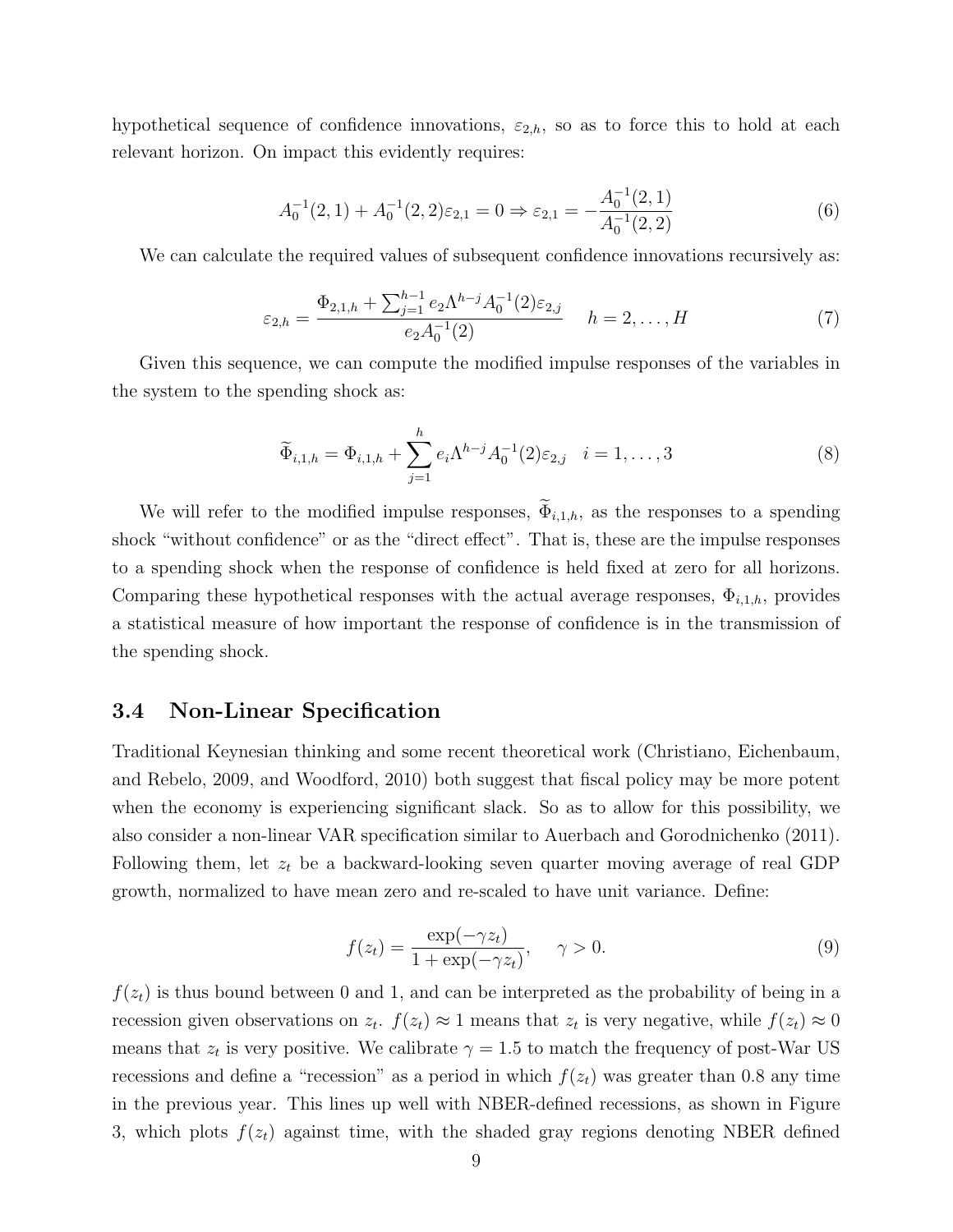hypothetical sequence of confidence innovations, $\varepsilon_{2,h}$, so as to force this to hold at each relevant horizon. On impact this evidently requires:

$$A_0^{-1}(2,1) + A_0^{-1}(2,2)\varepsilon_{2,1} = 0 \Rightarrow \varepsilon_{2,1} = -\frac{A_0^{-1}(2,1)}{A_0^{-1}(2,2)} \tag{6}$$

We can calculate the required values of subsequent confidence innovations recursively as:

$$\varepsilon_{2,h} = \frac{\Phi_{2,1,h} + \sum_{j=1}^{h-1} e_2 \Lambda^{h-j} A_0^{-1}(2)\varepsilon_{2,j}}{e_2 A_0^{-1}(2)} \quad h = 2, \ldots, H \tag{7}$$

Given this sequence, we can compute the modified impulse responses of the variables in the system to the spending shock as:

$$\widetilde{\Phi}_{i,1,h} = \Phi_{i,1,h} + \sum_{j=1}^{h} e_i \Lambda^{h-j} A_0^{-1}(2)\varepsilon_{2,j} \quad i = 1, \ldots, 3 \tag{8}$$

We will refer to the modified impulse responses, $\widetilde{\Phi}_{i,1,h}$, as the responses to a spending shock "without confidence" or as the "direct effect". That is, these are the impulse responses to a spending shock when the response of confidence is held fixed at zero for all horizons. Comparing these hypothetical responses with the actual average responses, $\Phi_{i,1,h}$, provides a statistical measure of how important the response of confidence is in the transmission of the spending shock.

### 3.4 Non-Linear Specification

Traditional Keynesian thinking and some recent theoretical work (Christiano, Eichenbaum, and Rebelo, 2009, and Woodford, 2010) both suggest that fiscal policy may be more potent when the economy is experiencing significant slack. So as to allow for this possibility, we also consider a non-linear VAR specification similar to Auerbach and Gorodnichenko (2011). Following them, let $z_t$ be a backward-looking seven quarter moving average of real GDP growth, normalized to have mean zero and re-scaled to have unit variance. Define:

$$f(z_t) = \frac{\exp(-\gamma z_t)}{1 + \exp(-\gamma z_t)}, \quad \gamma > 0. \tag{9}$$

$f(z_t)$ is thus bound between 0 and 1, and can be interpreted as the probability of being in a recession given observations on $z_t$. $f(z_t) \approx 1$ means that $z_t$ is very negative, while $f(z_t) \approx 0$ means that $z_t$ is very positive. We calibrate $\gamma = 1.5$ to match the frequency of post-War US recessions and define a "recession" as a period in which $f(z_t)$ was greater than 0.8 any time in the previous year. This lines up well with NBER-defined recessions, as shown in Figure 3, which plots $f(z_t)$ against time, with the shaded gray regions denoting NBER defined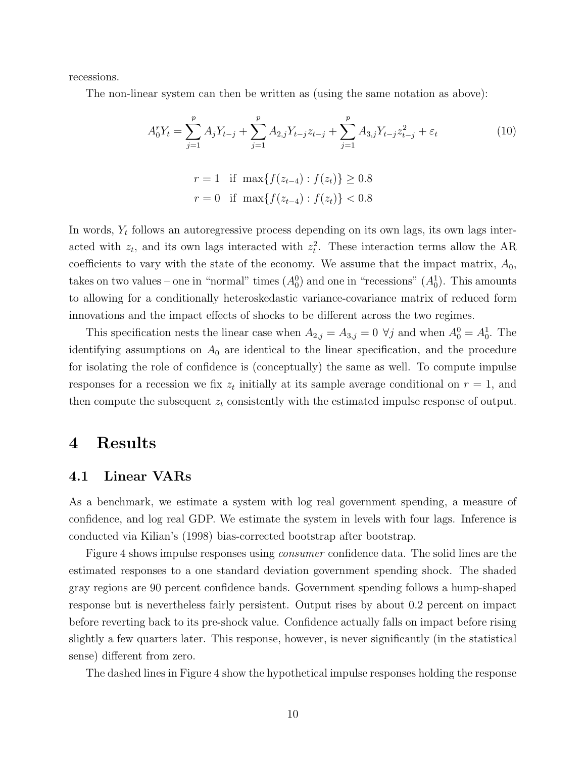recessions.

The non-linear system can then be written as (using the same notation as above):

$$A_0^r Y_t = \sum_{j=1}^{p} A_j Y_{t-j} + \sum_{j=1}^{p} A_{2,j} Y_{t-j} z_{t-j} + \sum_{j=1}^{p} A_{3,j} Y_{t-j} z_{t-j}^2 + \varepsilon_t \tag{10}$$

$$r = 1 \quad \text{if} \quad \max\{f(z_{t-4}) : f(z_t)\} \geq 0.8$$
$$r = 0 \quad \text{if} \quad \max\{f(z_{t-4}) : f(z_t)\} < 0.8$$

In words, $Y_t$ follows an autoregressive process depending on its own lags, its own lags interacted with $z_t$, and its own lags interacted with $z_t^2$. These interaction terms allow the AR coefficients to vary with the state of the economy. We assume that the impact matrix, $A_0$, takes on two values – one in "normal" times ($A_0^0$) and one in "recessions" ($A_0^1$). This amounts to allowing for a conditionally heteroskedastic variance-covariance matrix of reduced form innovations and the impact effects of shocks to be different across the two regimes.

This specification nests the linear case when $A_{2,j} = A_{3,j} = 0 \ \forall j$ and when $A_0^0 = A_0^1$. The identifying assumptions on $A_0$ are identical to the linear specification, and the procedure for isolating the role of confidence is (conceptually) the same as well. To compute impulse responses for a recession we fix $z_t$ initially at its sample average conditional on $r = 1$, and then compute the subsequent $z_t$ consistently with the estimated impulse response of output.

# 4 Results

## 4.1 Linear VARs

As a benchmark, we estimate a system with log real government spending, a measure of confidence, and log real GDP. We estimate the system in levels with four lags. Inference is conducted via Kilian's (1998) bias-corrected bootstrap after bootstrap.

Figure 4 shows impulse responses using *consumer* confidence data. The solid lines are the estimated responses to a one standard deviation government spending shock. The shaded gray regions are 90 percent confidence bands. Government spending follows a hump-shaped response but is nevertheless fairly persistent. Output rises by about 0.2 percent on impact before reverting back to its pre-shock value. Confidence actually falls on impact before rising slightly a few quarters later. This response, however, is never significantly (in the statistical sense) different from zero.

The dashed lines in Figure 4 show the hypothetical impulse responses holding the response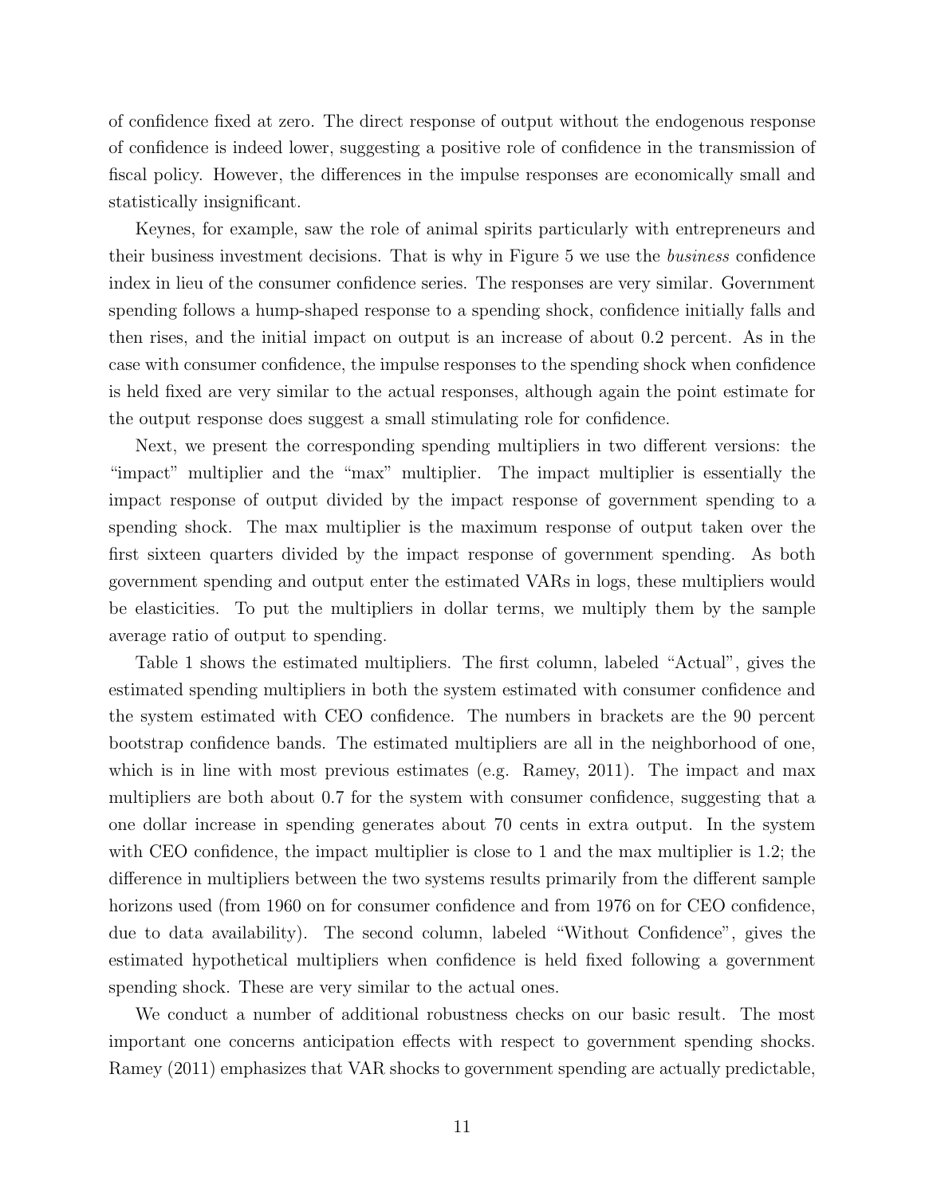of confidence fixed at zero. The direct response of output without the endogenous response of confidence is indeed lower, suggesting a positive role of confidence in the transmission of fiscal policy. However, the differences in the impulse responses are economically small and statistically insignificant.

Keynes, for example, saw the role of animal spirits particularly with entrepreneurs and their business investment decisions. That is why in Figure 5 we use the *business* confidence index in lieu of the consumer confidence series. The responses are very similar. Government spending follows a hump-shaped response to a spending shock, confidence initially falls and then rises, and the initial impact on output is an increase of about 0.2 percent. As in the case with consumer confidence, the impulse responses to the spending shock when confidence is held fixed are very similar to the actual responses, although again the point estimate for the output response does suggest a small stimulating role for confidence.

Next, we present the corresponding spending multipliers in two different versions: the "impact" multiplier and the "max" multiplier. The impact multiplier is essentially the impact response of output divided by the impact response of government spending to a spending shock. The max multiplier is the maximum response of output taken over the first sixteen quarters divided by the impact response of government spending. As both government spending and output enter the estimated VARs in logs, these multipliers would be elasticities. To put the multipliers in dollar terms, we multiply them by the sample average ratio of output to spending.

Table 1 shows the estimated multipliers. The first column, labeled "Actual", gives the estimated spending multipliers in both the system estimated with consumer confidence and the system estimated with CEO confidence. The numbers in brackets are the 90 percent bootstrap confidence bands. The estimated multipliers are all in the neighborhood of one, which is in line with most previous estimates (e.g. Ramey, 2011). The impact and max multipliers are both about 0.7 for the system with consumer confidence, suggesting that a one dollar increase in spending generates about 70 cents in extra output. In the system with CEO confidence, the impact multiplier is close to 1 and the max multiplier is 1.2; the difference in multipliers between the two systems results primarily from the different sample horizons used (from 1960 on for consumer confidence and from 1976 on for CEO confidence, due to data availability). The second column, labeled "Without Confidence", gives the estimated hypothetical multipliers when confidence is held fixed following a government spending shock. These are very similar to the actual ones.

We conduct a number of additional robustness checks on our basic result. The most important one concerns anticipation effects with respect to government spending shocks. Ramey (2011) emphasizes that VAR shocks to government spending are actually predictable,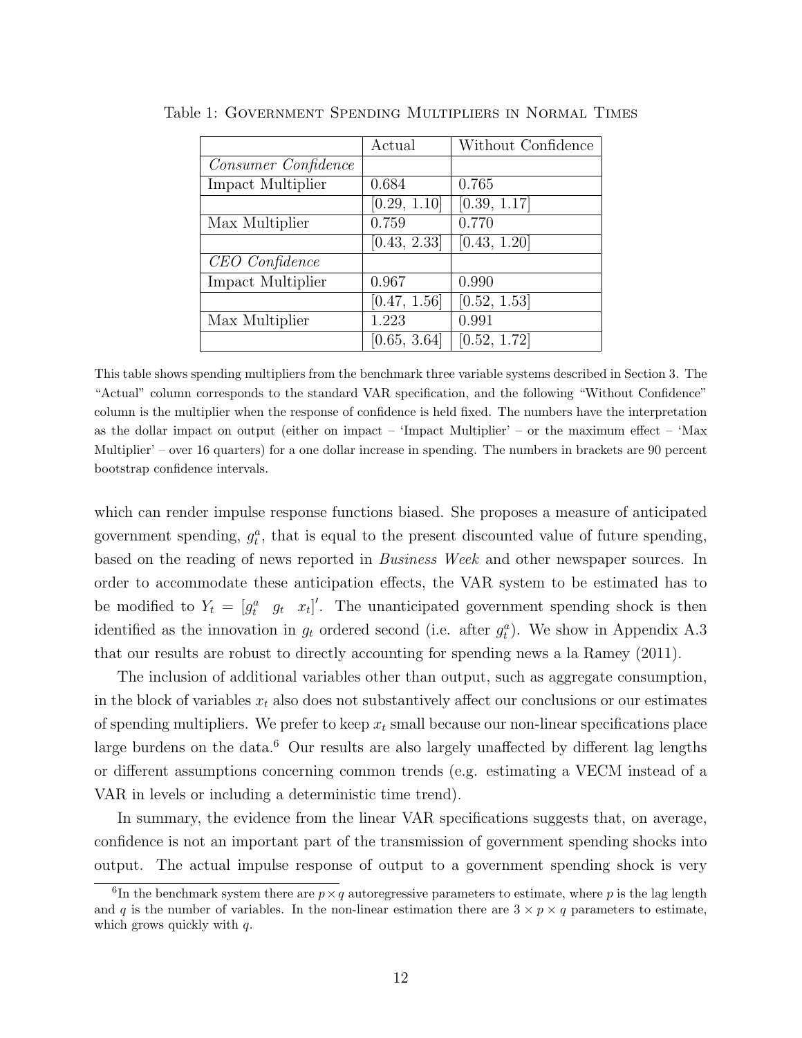Table 1: Government Spending Multipliers in Normal Times

| | Actual | Without Confidence |
|---|---|---|
| *Consumer Confidence* | | |
| Impact Multiplier | 0.684 | 0.765 |
| | [0.29, 1.10] | [0.39, 1.17] |
| Max Multiplier | 0.759 | 0.770 |
| | [0.43, 2.33] | [0.43, 1.20] |
| *CEO Confidence* | | |
| Impact Multiplier | 0.967 | 0.990 |
| | [0.47, 1.56] | [0.52, 1.53] |
| Max Multiplier | 1.223 | 0.991 |
| | [0.65, 3.64] | [0.52, 1.72] |

This table shows spending multipliers from the benchmark three variable systems described in Section 3. The "Actual" column corresponds to the standard VAR specification, and the following "Without Confidence" column is the multiplier when the response of confidence is held fixed. The numbers have the interpretation as the dollar impact on output (either on impact – 'Impact Multiplier' – or the maximum effect – 'Max Multiplier' – over 16 quarters) for a one dollar increase in spending. The numbers in brackets are 90 percent bootstrap confidence intervals.

which can render impulse response functions biased. She proposes a measure of anticipated government spending, $g_t^a$, that is equal to the present discounted value of future spending, based on the reading of news reported in *Business Week* and other newspaper sources. In order to accommodate these anticipation effects, the VAR system to be estimated has to be modified to $Y_t = [g_t^a \quad g_t \quad x_t]'$. The unanticipated government spending shock is then identified as the innovation in $g_t$ ordered second (i.e. after $g_t^a$). We show in Appendix A.3 that our results are robust to directly accounting for spending news a la Ramey (2011).

The inclusion of additional variables other than output, such as aggregate consumption, in the block of variables $x_t$ also does not substantively affect our conclusions or our estimates of spending multipliers. We prefer to keep $x_t$ small because our non-linear specifications place large burdens on the data.[6] Our results are also largely unaffected by different lag lengths or different assumptions concerning common trends (e.g. estimating a VECM instead of a VAR in levels or including a deterministic time trend).

In summary, the evidence from the linear VAR specifications suggests that, on average, confidence is not an important part of the transmission of government spending shocks into output. The actual impulse response of output to a government spending shock is very

[6]In the benchmark system there are $p \times q$ autoregressive parameters to estimate, where $p$ is the lag length and $q$ is the number of variables. In the non-linear estimation there are $3 \times p \times q$ parameters to estimate, which grows quickly with $q$.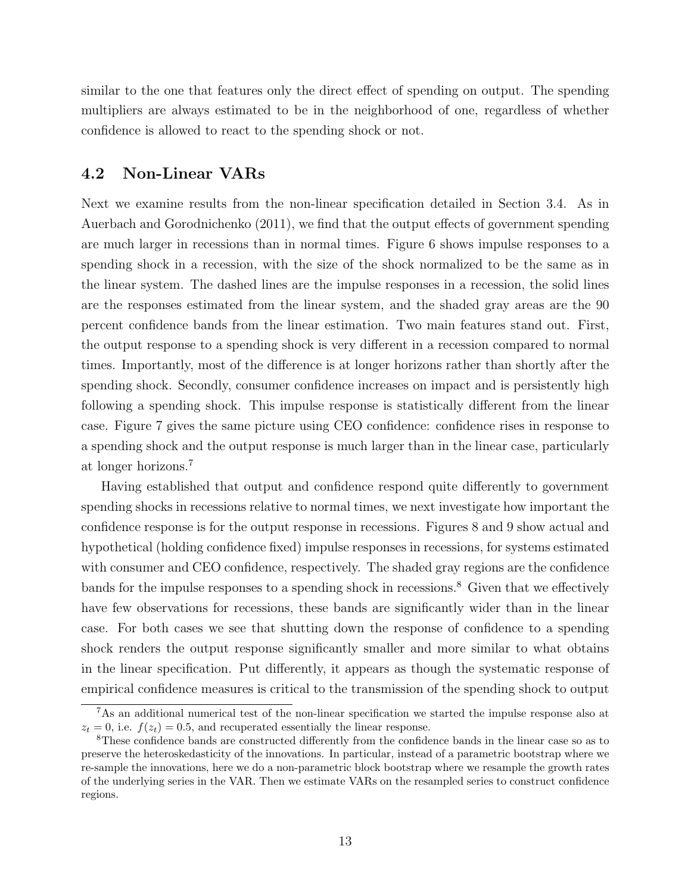similar to the one that features only the direct effect of spending on output. The spending multipliers are always estimated to be in the neighborhood of one, regardless of whether confidence is allowed to react to the spending shock or not.

## 4.2 Non-Linear VARs

Next we examine results from the non-linear specification detailed in Section 3.4. As in Auerbach and Gorodnichenko (2011), we find that the output effects of government spending are much larger in recessions than in normal times. Figure 6 shows impulse responses to a spending shock in a recession, with the size of the shock normalized to be the same as in the linear system. The dashed lines are the impulse responses in a recession, the solid lines are the responses estimated from the linear system, and the shaded gray areas are the 90 percent confidence bands from the linear estimation. Two main features stand out. First, the output response to a spending shock is very different in a recession compared to normal times. Importantly, most of the difference is at longer horizons rather than shortly after the spending shock. Secondly, consumer confidence increases on impact and is persistently high following a spending shock. This impulse response is statistically different from the linear case. Figure 7 gives the same picture using CEO confidence: confidence rises in response to a spending shock and the output response is much larger than in the linear case, particularly at longer horizons.[7]

Having established that output and confidence respond quite differently to government spending shocks in recessions relative to normal times, we next investigate how important the confidence response is for the output response in recessions. Figures 8 and 9 show actual and hypothetical (holding confidence fixed) impulse responses in recessions, for systems estimated with consumer and CEO confidence, respectively. The shaded gray regions are the confidence bands for the impulse responses to a spending shock in recessions.[8] Given that we effectively have few observations for recessions, these bands are significantly wider than in the linear case. For both cases we see that shutting down the response of confidence to a spending shock renders the output response significantly smaller and more similar to what obtains in the linear specification. Put differently, it appears as though the systematic response of empirical confidence measures is critical to the transmission of the spending shock to output

[7] As an additional numerical test of the non-linear specification we started the impulse response also at $z_t = 0$, i.e. $f(z_t) = 0.5$, and recuperated essentially the linear response.

[8] These confidence bands are constructed differently from the confidence bands in the linear case so as to preserve the heteroskedasticity of the innovations. In particular, instead of a parametric bootstrap where we re-sample the innovations, here we do a non-parametric block bootstrap where we resample the growth rates of the underlying series in the VAR. Then we estimate VARs on the resampled series to construct confidence regions.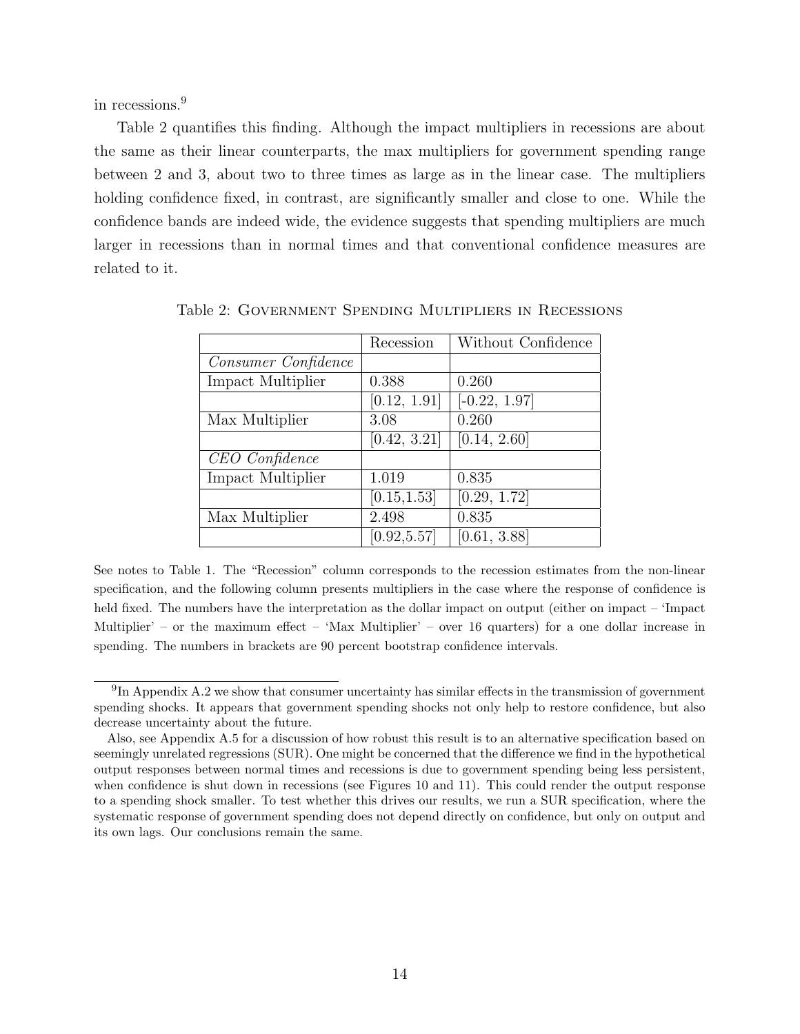in recessions.[9]

Table 2 quantifies this finding. Although the impact multipliers in recessions are about the same as their linear counterparts, the max multipliers for government spending range between 2 and 3, about two to three times as large as in the linear case. The multipliers holding confidence fixed, in contrast, are significantly smaller and close to one. While the confidence bands are indeed wide, the evidence suggests that spending multipliers are much larger in recessions than in normal times and that conventional confidence measures are related to it.

Table 2: Government Spending Multipliers in Recessions

| | Recession | Without Confidence |
|---|---|---|
| *Consumer Confidence* | | |
| Impact Multiplier | 0.388 | 0.260 |
| | [0.12, 1.91] | [-0.22, 1.97] |
| Max Multiplier | 3.08 | 0.260 |
| | [0.42, 3.21] | [0.14, 2.60] |
| *CEO Confidence* | | |
| Impact Multiplier | 1.019 | 0.835 |
| | [0.15,1.53] | [0.29, 1.72] |
| Max Multiplier | 2.498 | 0.835 |
| | [0.92,5.57] | [0.61, 3.88] |

See notes to Table 1. The "Recession" column corresponds to the recession estimates from the non-linear specification, and the following column presents multipliers in the case where the response of confidence is held fixed. The numbers have the interpretation as the dollar impact on output (either on impact – 'Impact Multiplier' – or the maximum effect – 'Max Multiplier' – over 16 quarters) for a one dollar increase in spending. The numbers in brackets are 90 percent bootstrap confidence intervals.

[9] In Appendix A.2 we show that consumer uncertainty has similar effects in the transmission of government spending shocks. It appears that government spending shocks not only help to restore confidence, but also decrease uncertainty about the future.

Also, see Appendix A.5 for a discussion of how robust this result is to an alternative specification based on seemingly unrelated regressions (SUR). One might be concerned that the difference we find in the hypothetical output responses between normal times and recessions is due to government spending being less persistent, when confidence is shut down in recessions (see Figures 10 and 11). This could render the output response to a spending shock smaller. To test whether this drives our results, we run a SUR specification, where the systematic response of government spending does not depend directly on confidence, but only on output and its own lags. Our conclusions remain the same.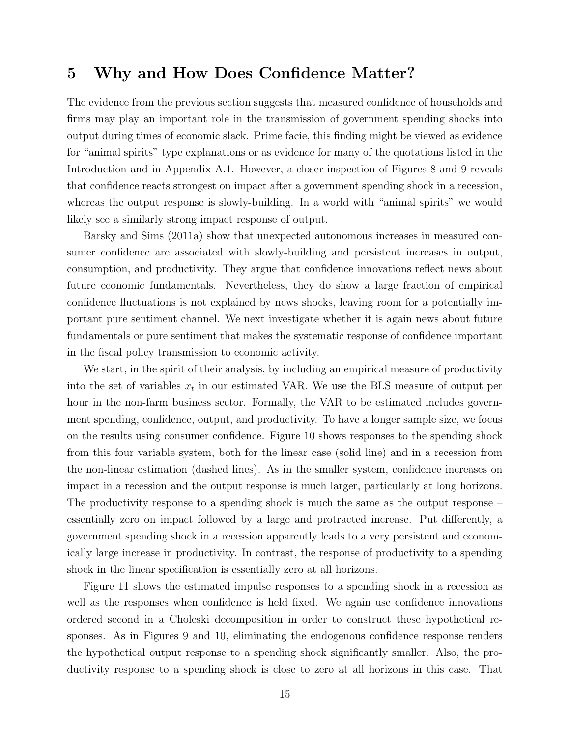# 5 Why and How Does Confidence Matter?

The evidence from the previous section suggests that measured confidence of households and firms may play an important role in the transmission of government spending shocks into output during times of economic slack. Prime facie, this finding might be viewed as evidence for "animal spirits" type explanations or as evidence for many of the quotations listed in the Introduction and in Appendix A.1. However, a closer inspection of Figures 8 and 9 reveals that confidence reacts strongest on impact after a government spending shock in a recession, whereas the output response is slowly-building. In a world with "animal spirits" we would likely see a similarly strong impact response of output.

Barsky and Sims (2011a) show that unexpected autonomous increases in measured consumer confidence are associated with slowly-building and persistent increases in output, consumption, and productivity. They argue that confidence innovations reflect news about future economic fundamentals. Nevertheless, they do show a large fraction of empirical confidence fluctuations is not explained by news shocks, leaving room for a potentially important pure sentiment channel. We next investigate whether it is again news about future fundamentals or pure sentiment that makes the systematic response of confidence important in the fiscal policy transmission to economic activity.

We start, in the spirit of their analysis, by including an empirical measure of productivity into the set of variables $x_t$ in our estimated VAR. We use the BLS measure of output per hour in the non-farm business sector. Formally, the VAR to be estimated includes government spending, confidence, output, and productivity. To have a longer sample size, we focus on the results using consumer confidence. Figure 10 shows responses to the spending shock from this four variable system, both for the linear case (solid line) and in a recession from the non-linear estimation (dashed lines). As in the smaller system, confidence increases on impact in a recession and the output response is much larger, particularly at long horizons. The productivity response to a spending shock is much the same as the output response – essentially zero on impact followed by a large and protracted increase. Put differently, a government spending shock in a recession apparently leads to a very persistent and economically large increase in productivity. In contrast, the response of productivity to a spending shock in the linear specification is essentially zero at all horizons.

Figure 11 shows the estimated impulse responses to a spending shock in a recession as well as the responses when confidence is held fixed. We again use confidence innovations ordered second in a Choleski decomposition in order to construct these hypothetical responses. As in Figures 9 and 10, eliminating the endogenous confidence response renders the hypothetical output response to a spending shock significantly smaller. Also, the productivity response to a spending shock is close to zero at all horizons in this case. That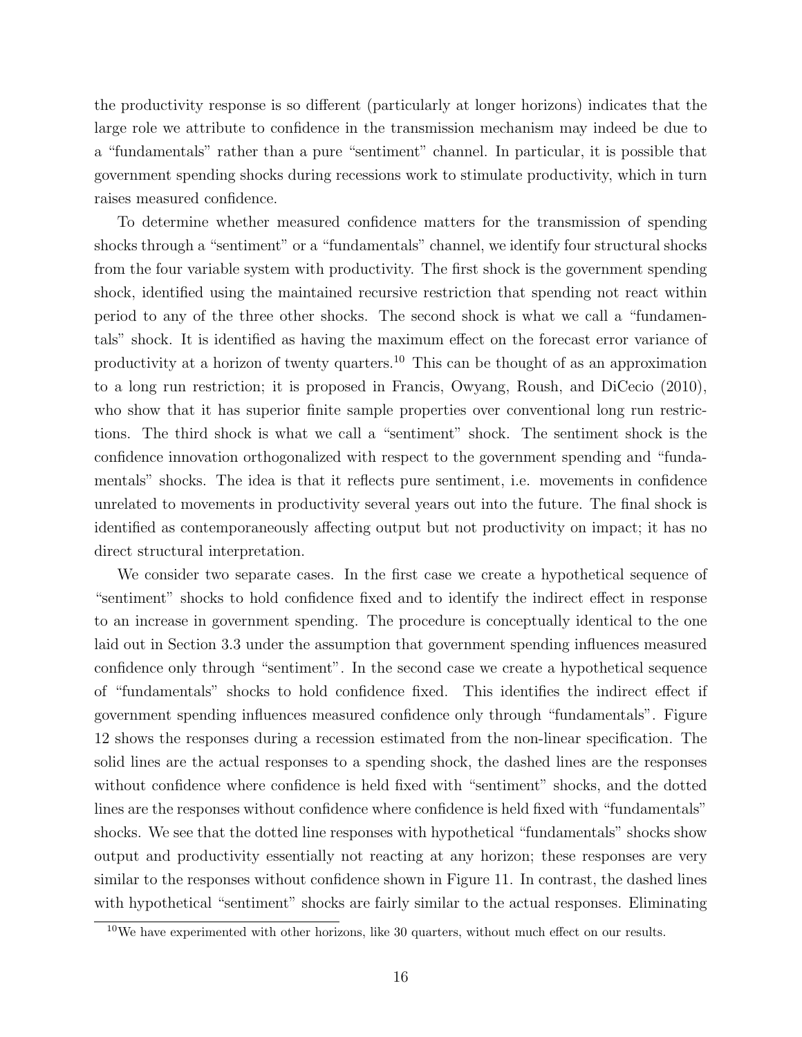the productivity response is so different (particularly at longer horizons) indicates that the large role we attribute to confidence in the transmission mechanism may indeed be due to a "fundamentals" rather than a pure "sentiment" channel. In particular, it is possible that government spending shocks during recessions work to stimulate productivity, which in turn raises measured confidence.

To determine whether measured confidence matters for the transmission of spending shocks through a "sentiment" or a "fundamentals" channel, we identify four structural shocks from the four variable system with productivity. The first shock is the government spending shock, identified using the maintained recursive restriction that spending not react within period to any of the three other shocks. The second shock is what we call a "fundamentals" shock. It is identified as having the maximum effect on the forecast error variance of productivity at a horizon of twenty quarters.[10] This can be thought of as an approximation to a long run restriction; it is proposed in Francis, Owyang, Roush, and DiCecio (2010), who show that it has superior finite sample properties over conventional long run restrictions. The third shock is what we call a "sentiment" shock. The sentiment shock is the confidence innovation orthogonalized with respect to the government spending and "fundamentals" shocks. The idea is that it reflects pure sentiment, i.e. movements in confidence unrelated to movements in productivity several years out into the future. The final shock is identified as contemporaneously affecting output but not productivity on impact; it has no direct structural interpretation.

We consider two separate cases. In the first case we create a hypothetical sequence of "sentiment" shocks to hold confidence fixed and to identify the indirect effect in response to an increase in government spending. The procedure is conceptually identical to the one laid out in Section 3.3 under the assumption that government spending influences measured confidence only through "sentiment". In the second case we create a hypothetical sequence of "fundamentals" shocks to hold confidence fixed. This identifies the indirect effect if government spending influences measured confidence only through "fundamentals". Figure 12 shows the responses during a recession estimated from the non-linear specification. The solid lines are the actual responses to a spending shock, the dashed lines are the responses without confidence where confidence is held fixed with "sentiment" shocks, and the dotted lines are the responses without confidence where confidence is held fixed with "fundamentals" shocks. We see that the dotted line responses with hypothetical "fundamentals" shocks show output and productivity essentially not reacting at any horizon; these responses are very similar to the responses without confidence shown in Figure 11. In contrast, the dashed lines with hypothetical "sentiment" shocks are fairly similar to the actual responses. Eliminating

[10] We have experimented with other horizons, like 30 quarters, without much effect on our results.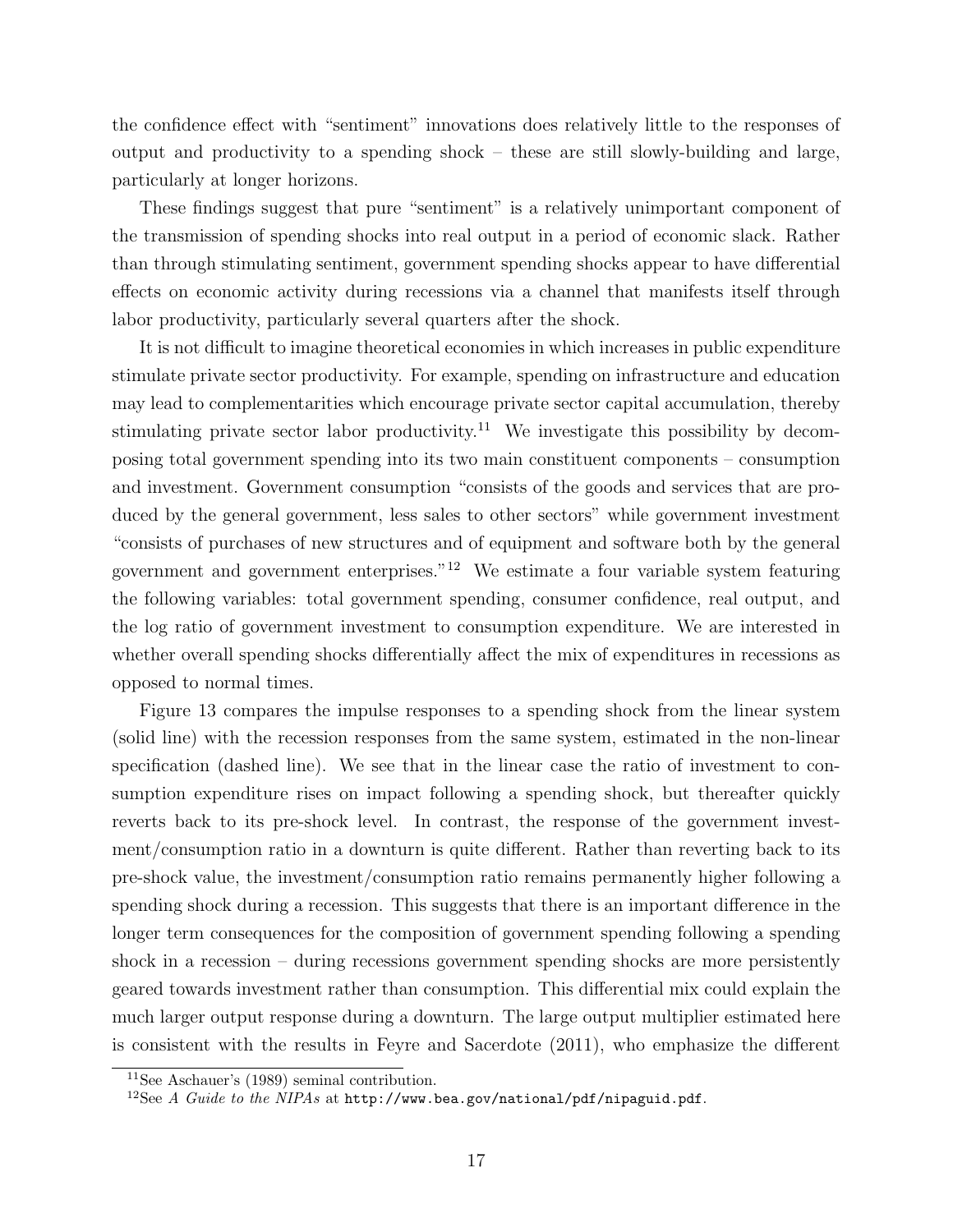the confidence effect with "sentiment" innovations does relatively little to the responses of output and productivity to a spending shock – these are still slowly-building and large, particularly at longer horizons.

These findings suggest that pure "sentiment" is a relatively unimportant component of the transmission of spending shocks into real output in a period of economic slack. Rather than through stimulating sentiment, government spending shocks appear to have differential effects on economic activity during recessions via a channel that manifests itself through labor productivity, particularly several quarters after the shock.

It is not difficult to imagine theoretical economies in which increases in public expenditure stimulate private sector productivity. For example, spending on infrastructure and education may lead to complementarities which encourage private sector capital accumulation, thereby stimulating private sector labor productivity.[11] We investigate this possibility by decomposing total government spending into its two main constituent components – consumption and investment. Government consumption "consists of the goods and services that are produced by the general government, less sales to other sectors" while government investment "consists of purchases of new structures and of equipment and software both by the general government and government enterprises."[12] We estimate a four variable system featuring the following variables: total government spending, consumer confidence, real output, and the log ratio of government investment to consumption expenditure. We are interested in whether overall spending shocks differentially affect the mix of expenditures in recessions as opposed to normal times.

Figure 13 compares the impulse responses to a spending shock from the linear system (solid line) with the recession responses from the same system, estimated in the non-linear specification (dashed line). We see that in the linear case the ratio of investment to consumption expenditure rises on impact following a spending shock, but thereafter quickly reverts back to its pre-shock level. In contrast, the response of the government investment/consumption ratio in a downturn is quite different. Rather than reverting back to its pre-shock value, the investment/consumption ratio remains permanently higher following a spending shock during a recession. This suggests that there is an important difference in the longer term consequences for the composition of government spending following a spending shock in a recession – during recessions government spending shocks are more persistently geared towards investment rather than consumption. This differential mix could explain the much larger output response during a downturn. The large output multiplier estimated here is consistent with the results in Feyre and Sacerdote (2011), who emphasize the different

[11] See Aschauer's (1989) seminal contribution.

[12] See *A Guide to the NIPAs* at http://www.bea.gov/national/pdf/nipaguid.pdf.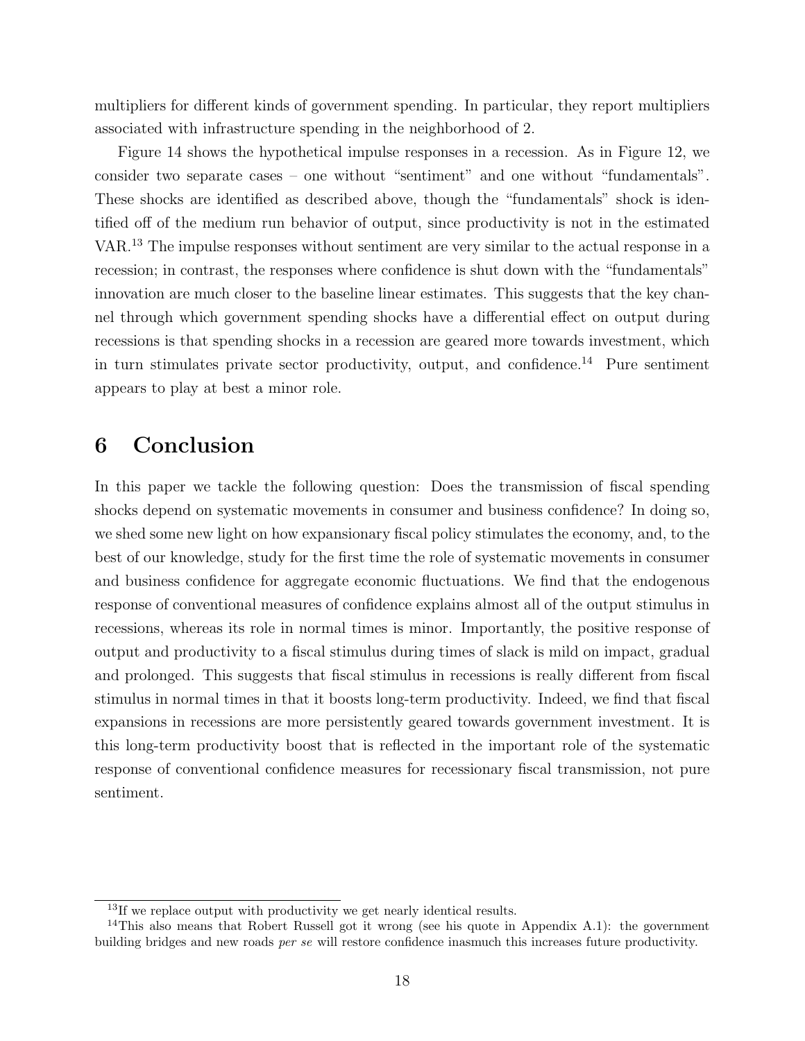multipliers for different kinds of government spending. In particular, they report multipliers associated with infrastructure spending in the neighborhood of 2.

Figure 14 shows the hypothetical impulse responses in a recession. As in Figure 12, we consider two separate cases – one without "sentiment" and one without "fundamentals". These shocks are identified as described above, though the "fundamentals" shock is identified off of the medium run behavior of output, since productivity is not in the estimated VAR.[13] The impulse responses without sentiment are very similar to the actual response in a recession; in contrast, the responses where confidence is shut down with the "fundamentals" innovation are much closer to the baseline linear estimates. This suggests that the key channel through which government spending shocks have a differential effect on output during recessions is that spending shocks in a recession are geared more towards investment, which in turn stimulates private sector productivity, output, and confidence.[14] Pure sentiment appears to play at best a minor role.

# 6 Conclusion

In this paper we tackle the following question: Does the transmission of fiscal spending shocks depend on systematic movements in consumer and business confidence? In doing so, we shed some new light on how expansionary fiscal policy stimulates the economy, and, to the best of our knowledge, study for the first time the role of systematic movements in consumer and business confidence for aggregate economic fluctuations. We find that the endogenous response of conventional measures of confidence explains almost all of the output stimulus in recessions, whereas its role in normal times is minor. Importantly, the positive response of output and productivity to a fiscal stimulus during times of slack is mild on impact, gradual and prolonged. This suggests that fiscal stimulus in recessions is really different from fiscal stimulus in normal times in that it boosts long-term productivity. Indeed, we find that fiscal expansions in recessions are more persistently geared towards government investment. It is this long-term productivity boost that is reflected in the important role of the systematic response of conventional confidence measures for recessionary fiscal transmission, not pure sentiment.

[13] If we replace output with productivity we get nearly identical results.

[14] This also means that Robert Russell got it wrong (see his quote in Appendix A.1): the government building bridges and new roads *per se* will restore confidence inasmuch this increases future productivity.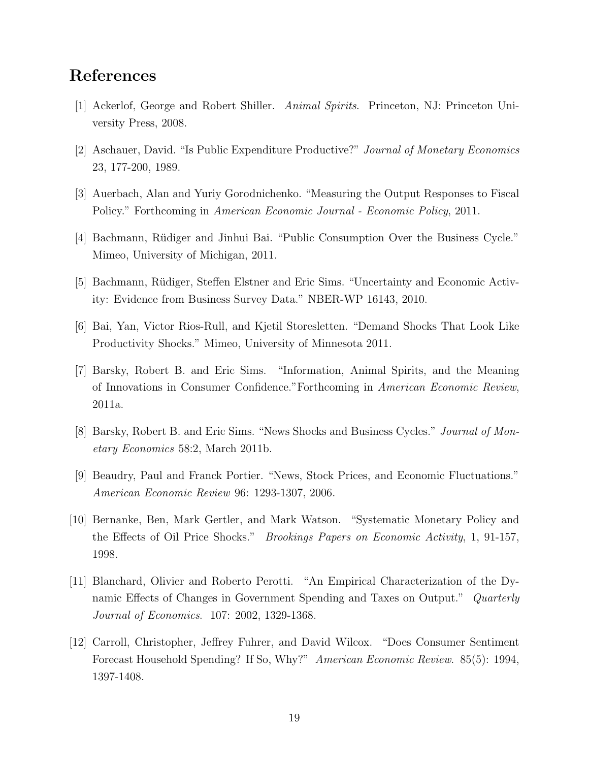# References

[1] Ackerlof, George and Robert Shiller. *Animal Spirits*. Princeton, NJ: Princeton University Press, 2008.

[2] Aschauer, David. "Is Public Expenditure Productive?" *Journal of Monetary Economics* 23, 177-200, 1989.

[3] Auerbach, Alan and Yuriy Gorodnichenko. "Measuring the Output Responses to Fiscal Policy." Forthcoming in *American Economic Journal - Economic Policy*, 2011.

[4] Bachmann, Rüdiger and Jinhui Bai. "Public Consumption Over the Business Cycle." Mimeo, University of Michigan, 2011.

[5] Bachmann, Rüdiger, Steffen Elstner and Eric Sims. "Uncertainty and Economic Activity: Evidence from Business Survey Data." NBER-WP 16143, 2010.

[6] Bai, Yan, Victor Rios-Rull, and Kjetil Storesletten. "Demand Shocks That Look Like Productivity Shocks." Mimeo, University of Minnesota 2011.

[7] Barsky, Robert B. and Eric Sims. "Information, Animal Spirits, and the Meaning of Innovations in Consumer Confidence."Forthcoming in *American Economic Review*, 2011a.

[8] Barsky, Robert B. and Eric Sims. "News Shocks and Business Cycles." *Journal of Monetary Economics* 58:2, March 2011b.

[9] Beaudry, Paul and Franck Portier. "News, Stock Prices, and Economic Fluctuations." *American Economic Review* 96: 1293-1307, 2006.

[10] Bernanke, Ben, Mark Gertler, and Mark Watson. "Systematic Monetary Policy and the Effects of Oil Price Shocks." *Brookings Papers on Economic Activity*, 1, 91-157, 1998.

[11] Blanchard, Olivier and Roberto Perotti. "An Empirical Characterization of the Dynamic Effects of Changes in Government Spending and Taxes on Output." *Quarterly Journal of Economics*. 107: 2002, 1329-1368.

[12] Carroll, Christopher, Jeffrey Fuhrer, and David Wilcox. "Does Consumer Sentiment Forecast Household Spending? If So, Why?" *American Economic Review*. 85(5): 1994, 1397-1408.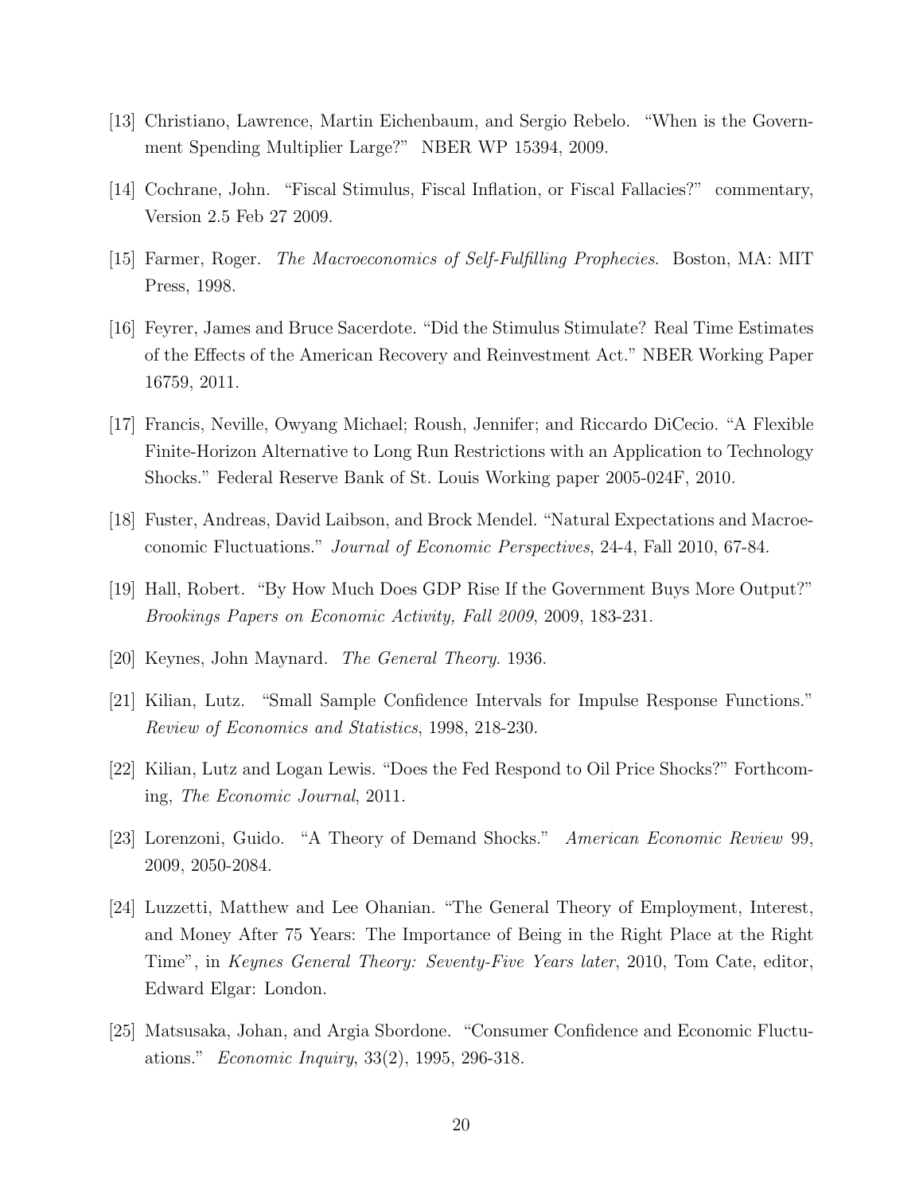[13] Christiano, Lawrence, Martin Eichenbaum, and Sergio Rebelo. "When is the Government Spending Multiplier Large?" NBER WP 15394, 2009.

[14] Cochrane, John. "Fiscal Stimulus, Fiscal Inflation, or Fiscal Fallacies?" commentary, Version 2.5 Feb 27 2009.

[15] Farmer, Roger. *The Macroeconomics of Self-Fulfilling Prophecies*. Boston, MA: MIT Press, 1998.

[16] Feyrer, James and Bruce Sacerdote. "Did the Stimulus Stimulate? Real Time Estimates of the Effects of the American Recovery and Reinvestment Act." NBER Working Paper 16759, 2011.

[17] Francis, Neville, Owyang Michael; Roush, Jennifer; and Riccardo DiCecio. "A Flexible Finite-Horizon Alternative to Long Run Restrictions with an Application to Technology Shocks." Federal Reserve Bank of St. Louis Working paper 2005-024F, 2010.

[18] Fuster, Andreas, David Laibson, and Brock Mendel. "Natural Expectations and Macroeconomic Fluctuations." *Journal of Economic Perspectives*, 24-4, Fall 2010, 67-84.

[19] Hall, Robert. "By How Much Does GDP Rise If the Government Buys More Output?" *Brookings Papers on Economic Activity, Fall 2009*, 2009, 183-231.

[20] Keynes, John Maynard. *The General Theory*. 1936.

[21] Kilian, Lutz. "Small Sample Confidence Intervals for Impulse Response Functions." *Review of Economics and Statistics*, 1998, 218-230.

[22] Kilian, Lutz and Logan Lewis. "Does the Fed Respond to Oil Price Shocks?" Forthcoming, *The Economic Journal*, 2011.

[23] Lorenzoni, Guido. "A Theory of Demand Shocks." *American Economic Review* 99, 2009, 2050-2084.

[24] Luzzetti, Matthew and Lee Ohanian. "The General Theory of Employment, Interest, and Money After 75 Years: The Importance of Being in the Right Place at the Right Time", in *Keynes General Theory: Seventy-Five Years later*, 2010, Tom Cate, editor, Edward Elgar: London.

[25] Matsusaka, Johan, and Argia Sbordone. "Consumer Confidence and Economic Fluctuations." *Economic Inquiry*, 33(2), 1995, 296-318.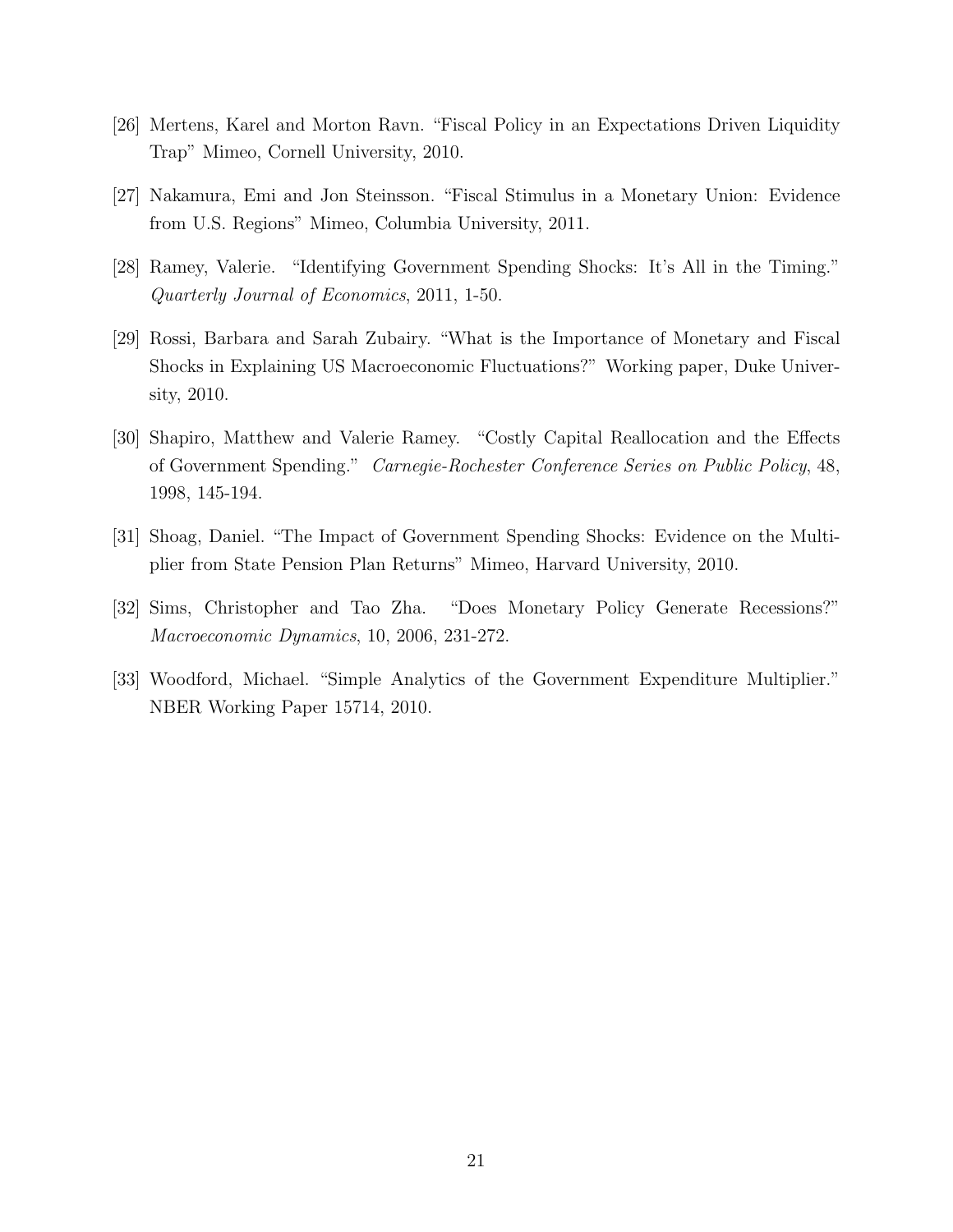[26] Mertens, Karel and Morton Ravn. "Fiscal Policy in an Expectations Driven Liquidity Trap" Mimeo, Cornell University, 2010.

[27] Nakamura, Emi and Jon Steinsson. "Fiscal Stimulus in a Monetary Union: Evidence from U.S. Regions" Mimeo, Columbia University, 2011.

[28] Ramey, Valerie. "Identifying Government Spending Shocks: It's All in the Timing." *Quarterly Journal of Economics*, 2011, 1-50.

[29] Rossi, Barbara and Sarah Zubairy. "What is the Importance of Monetary and Fiscal Shocks in Explaining US Macroeconomic Fluctuations?" Working paper, Duke University, 2010.

[30] Shapiro, Matthew and Valerie Ramey. "Costly Capital Reallocation and the Effects of Government Spending." *Carnegie-Rochester Conference Series on Public Policy*, 48, 1998, 145-194.

[31] Shoag, Daniel. "The Impact of Government Spending Shocks: Evidence on the Multiplier from State Pension Plan Returns" Mimeo, Harvard University, 2010.

[32] Sims, Christopher and Tao Zha. "Does Monetary Policy Generate Recessions?" *Macroeconomic Dynamics*, 10, 2006, 231-272.

[33] Woodford, Michael. "Simple Analytics of the Government Expenditure Multiplier." NBER Working Paper 15714, 2010.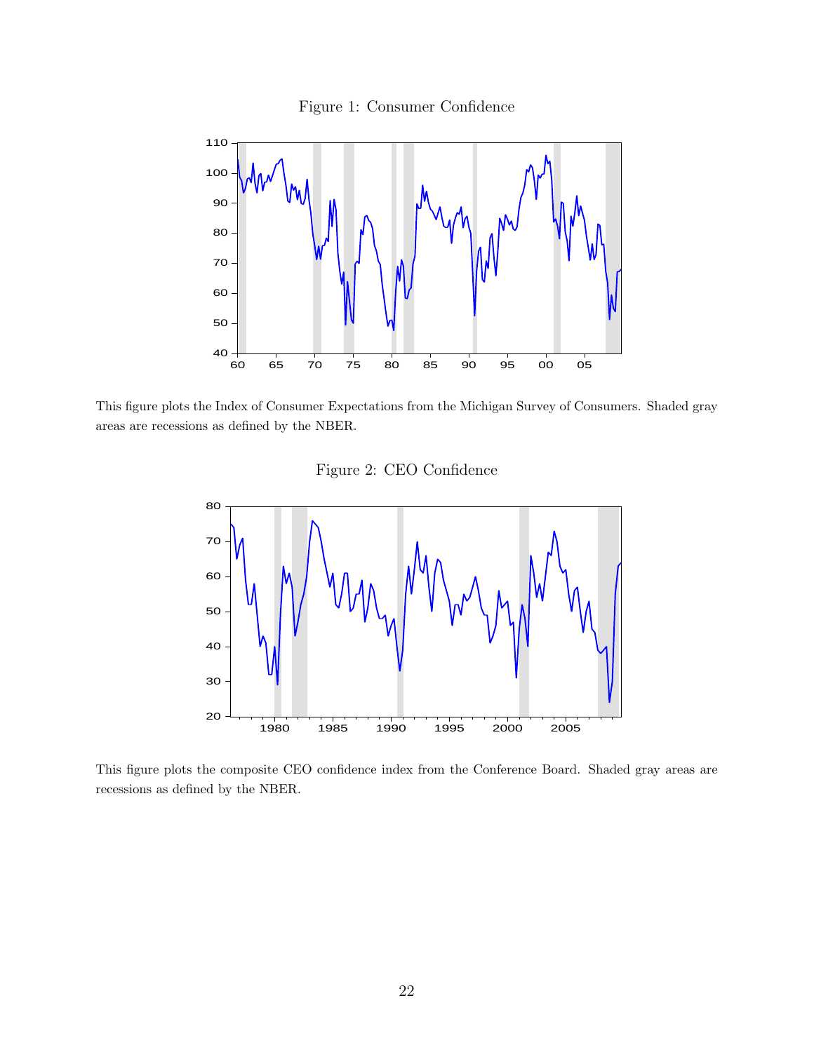Figure 1: Consumer Confidence

This figure plots the Index of Consumer Expectations from the Michigan Survey of Consumers. Shaded gray areas are recessions as defined by the NBER.

Figure 2: CEO Confidence

This figure plots the composite CEO confidence index from the Conference Board. Shaded gray areas are recessions as defined by the NBER.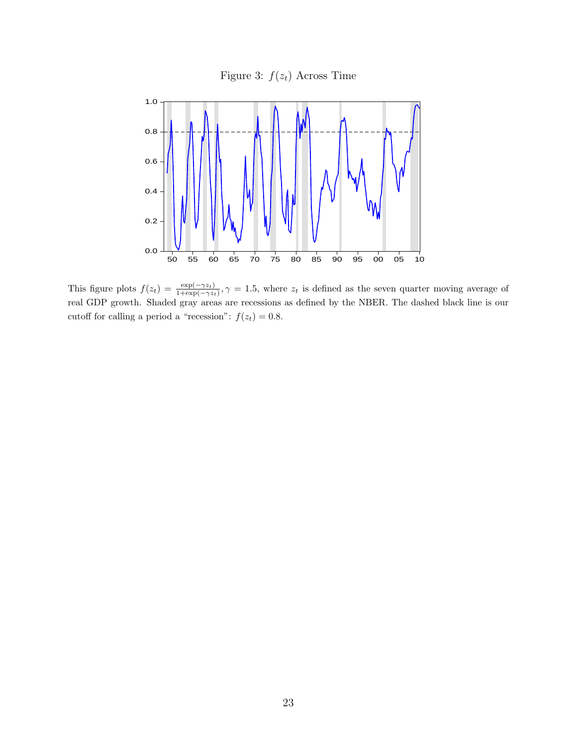Figure 3: $f(z_t)$ Across Time

This figure plots $f(z_t) = \frac{\exp(-\gamma z_t)}{1+\exp(-\gamma z_t)}, \gamma = 1.5$, where $z_t$ is defined as the seven quarter moving average of real GDP growth. Shaded gray areas are recessions as defined by the NBER. The dashed black line is our cutoff for calling a period a "recession": $f(z_t) = 0.8$.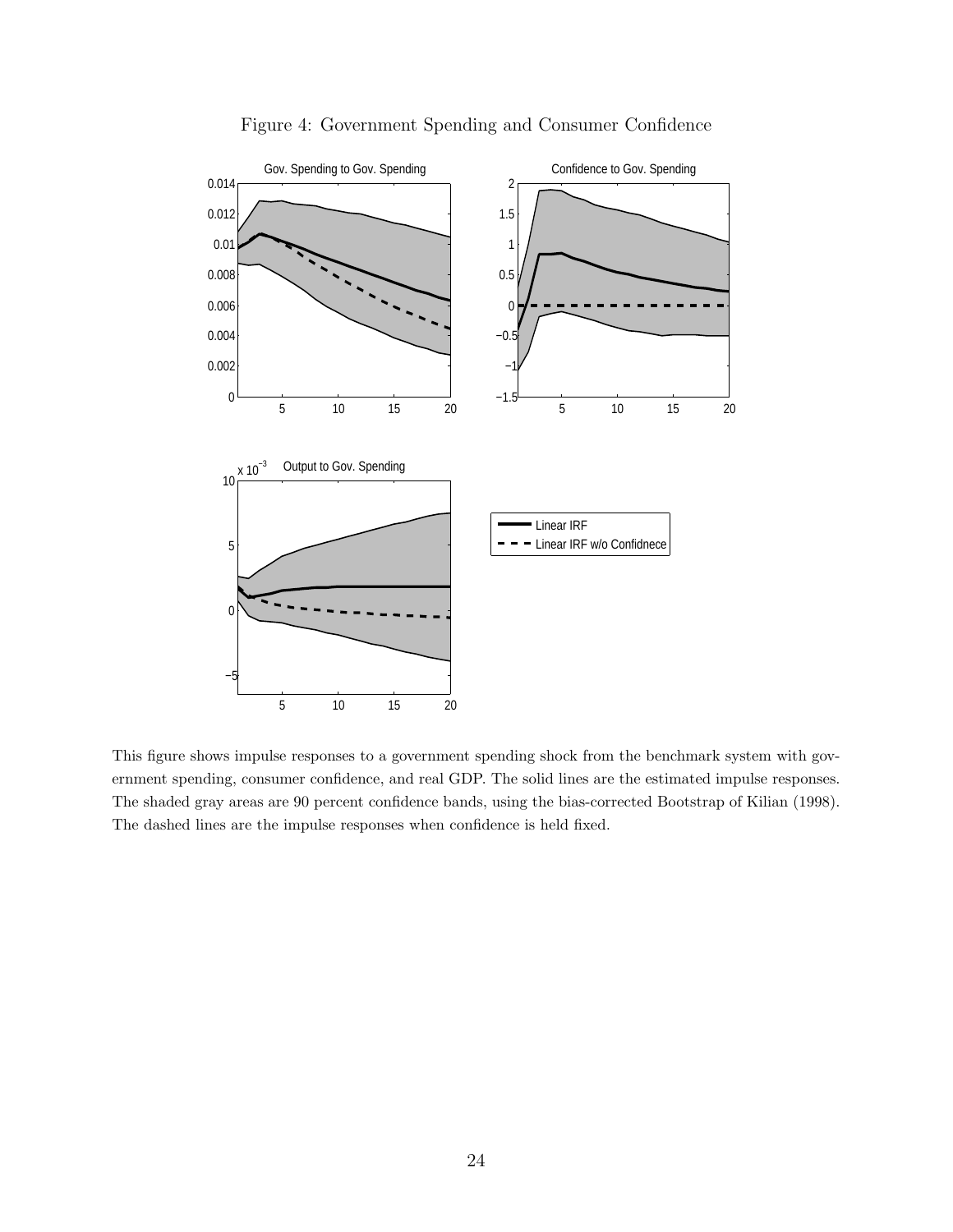Figure 4: Government Spending and Consumer Confidence

This figure shows impulse responses to a government spending shock from the benchmark system with government spending, consumer confidence, and real GDP. The solid lines are the estimated impulse responses. The shaded gray areas are 90 percent confidence bands, using the bias-corrected Bootstrap of Kilian (1998). The dashed lines are the impulse responses when confidence is held fixed.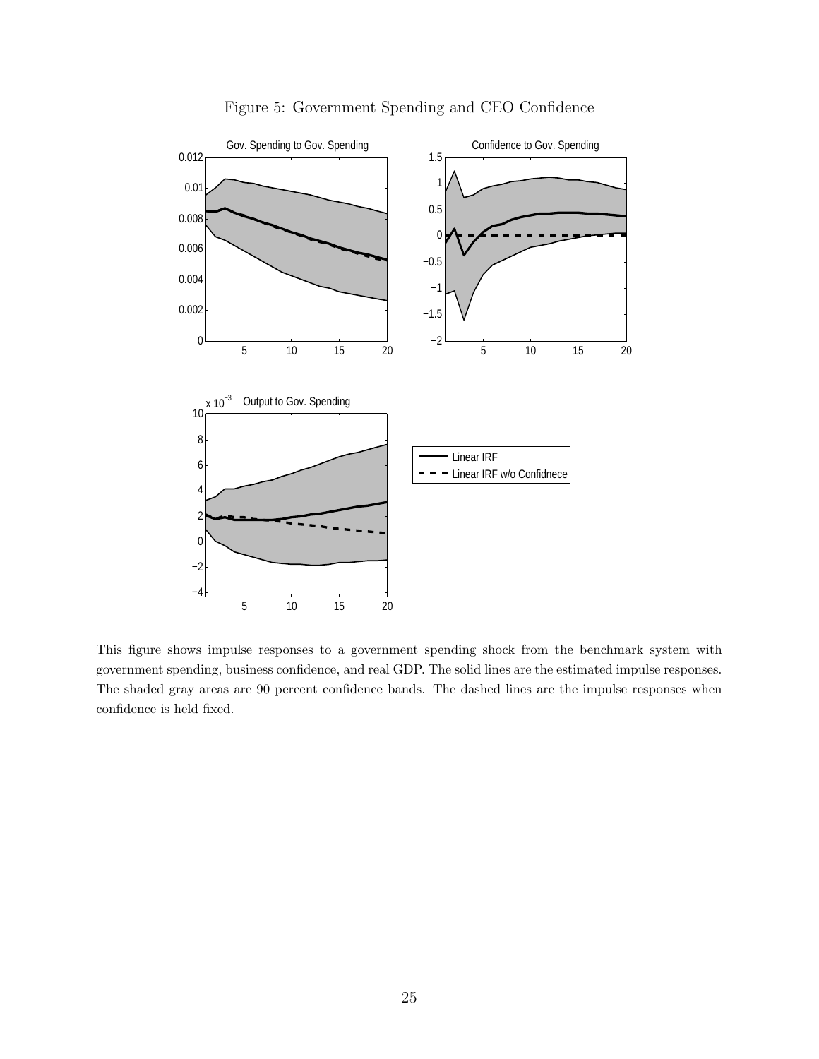Figure 5: Government Spending and CEO Confidence

This figure shows impulse responses to a government spending shock from the benchmark system with government spending, business confidence, and real GDP. The solid lines are the estimated impulse responses. The shaded gray areas are 90 percent confidence bands. The dashed lines are the impulse responses when confidence is held fixed.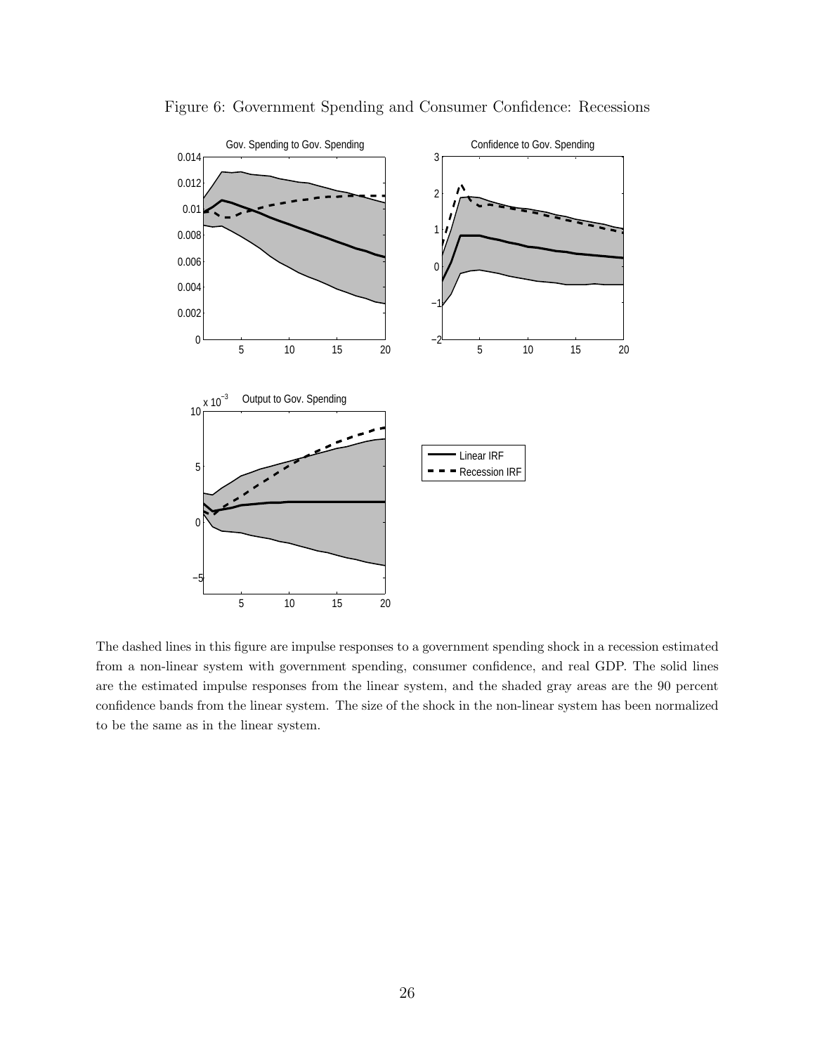Figure 6: Government Spending and Consumer Confidence: Recessions

The dashed lines in this figure are impulse responses to a government spending shock in a recession estimated from a non-linear system with government spending, consumer confidence, and real GDP. The solid lines are the estimated impulse responses from the linear system, and the shaded gray areas are the 90 percent confidence bands from the linear system. The size of the shock in the non-linear system has been normalized to be the same as in the linear system.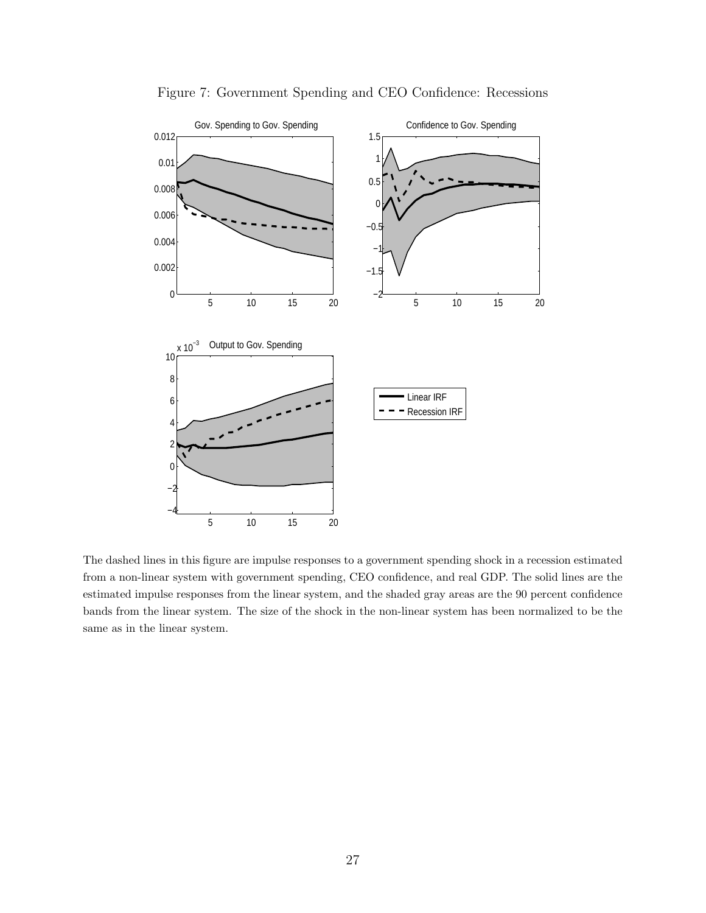Figure 7: Government Spending and CEO Confidence: Recessions

The dashed lines in this figure are impulse responses to a government spending shock in a recession estimated from a non-linear system with government spending, CEO confidence, and real GDP. The solid lines are the estimated impulse responses from the linear system, and the shaded gray areas are the 90 percent confidence bands from the linear system. The size of the shock in the non-linear system has been normalized to be the same as in the linear system.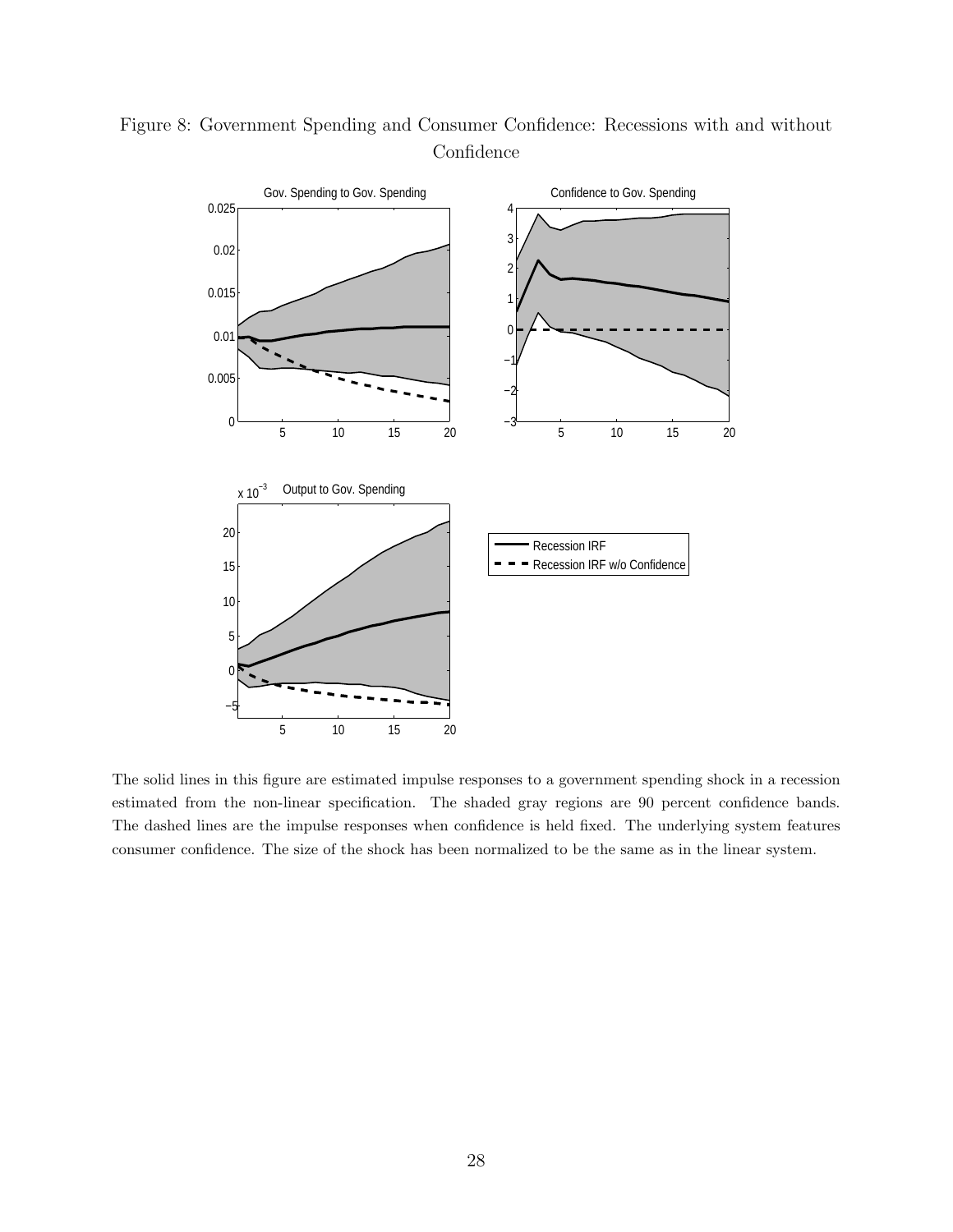Figure 8: Government Spending and Consumer Confidence: Recessions with and without Confidence

The solid lines in this figure are estimated impulse responses to a government spending shock in a recession estimated from the non-linear specification. The shaded gray regions are 90 percent confidence bands. The dashed lines are the impulse responses when confidence is held fixed. The underlying system features consumer confidence. The size of the shock has been normalized to be the same as in the linear system.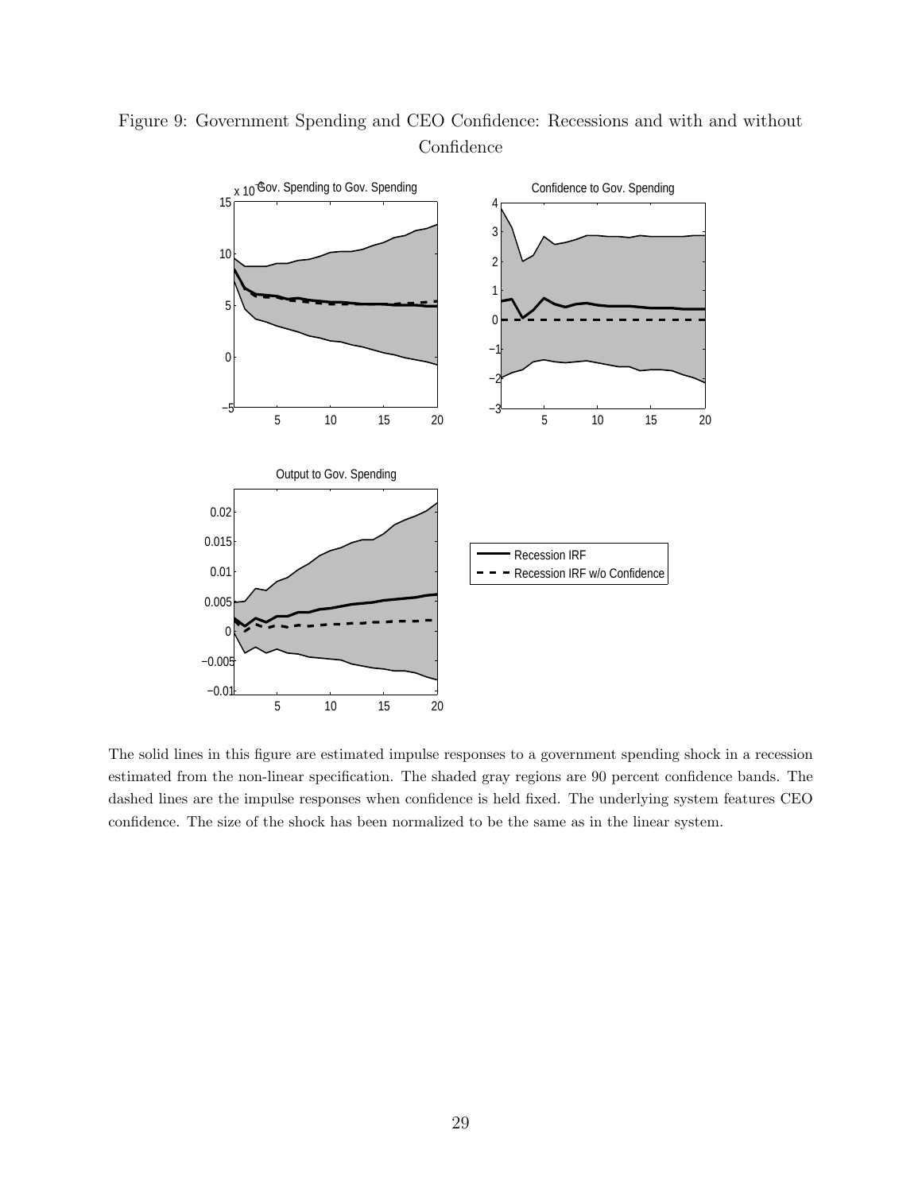Figure 9: Government Spending and CEO Confidence: Recessions and with and without Confidence

The solid lines in this figure are estimated impulse responses to a government spending shock in a recession estimated from the non-linear specification. The shaded gray regions are 90 percent confidence bands. The dashed lines are the impulse responses when confidence is held fixed. The underlying system features CEO confidence. The size of the shock has been normalized to be the same as in the linear system.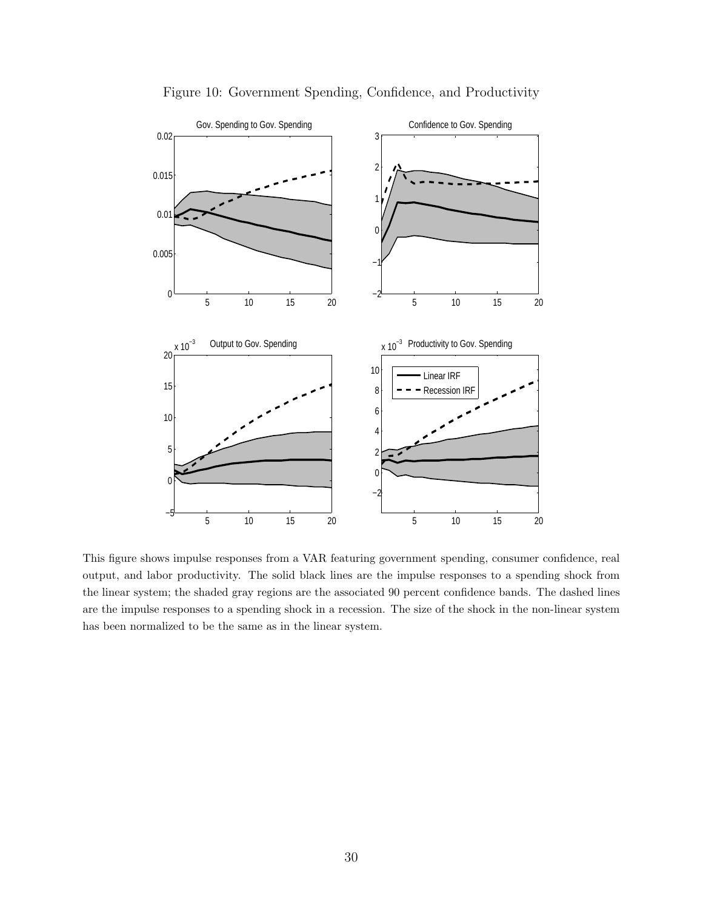Figure 10: Government Spending, Confidence, and Productivity

This figure shows impulse responses from a VAR featuring government spending, consumer confidence, real output, and labor productivity. The solid black lines are the impulse responses to a spending shock from the linear system; the shaded gray regions are the associated 90 percent confidence bands. The dashed lines are the impulse responses to a spending shock in a recession. The size of the shock in the non-linear system has been normalized to be the same as in the linear system.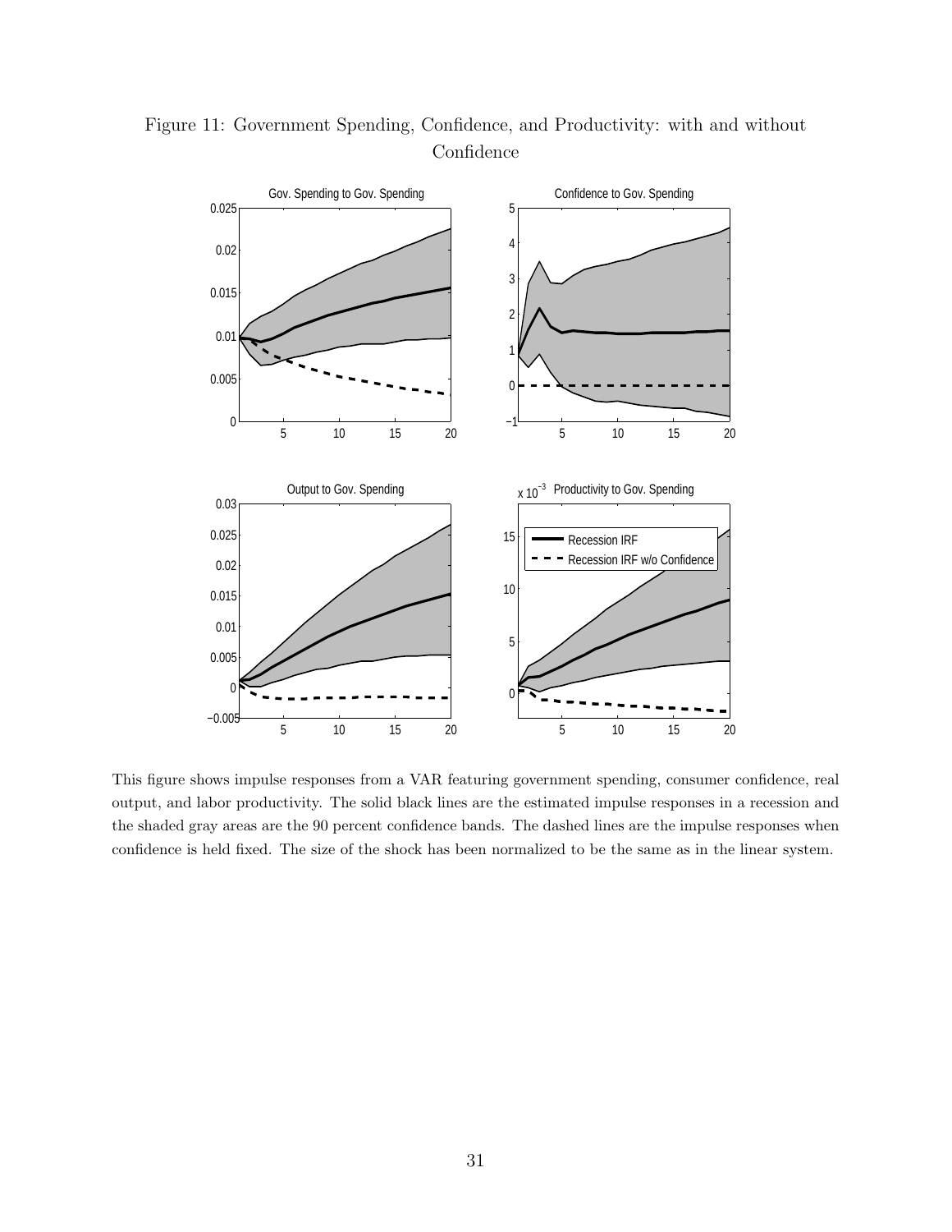Figure 11: Government Spending, Confidence, and Productivity: with and without Confidence

This figure shows impulse responses from a VAR featuring government spending, consumer confidence, real output, and labor productivity. The solid black lines are the estimated impulse responses in a recession and the shaded gray areas are the 90 percent confidence bands. The dashed lines are the impulse responses when confidence is held fixed. The size of the shock has been normalized to be the same as in the linear system.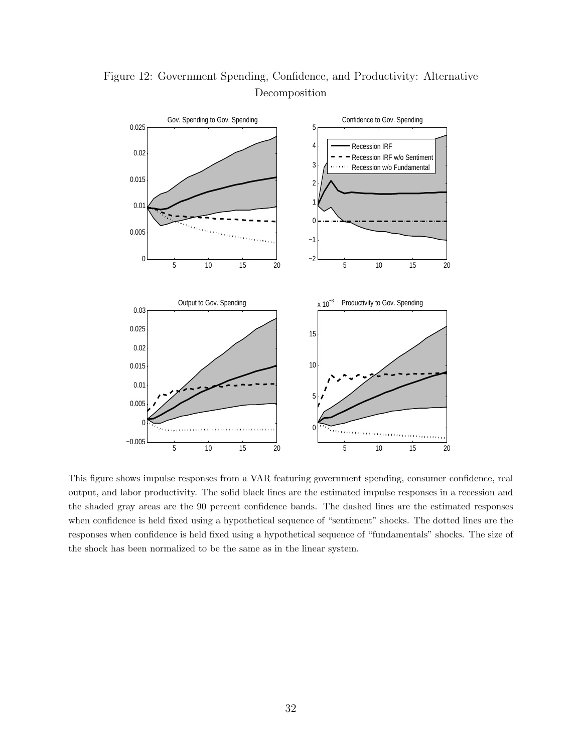Figure 12: Government Spending, Confidence, and Productivity: Alternative Decomposition

This figure shows impulse responses from a VAR featuring government spending, consumer confidence, real output, and labor productivity. The solid black lines are the estimated impulse responses in a recession and the shaded gray areas are the 90 percent confidence bands. The dashed lines are the estimated responses when confidence is held fixed using a hypothetical sequence of "sentiment" shocks. The dotted lines are the responses when confidence is held fixed using a hypothetical sequence of "fundamentals" shocks. The size of the shock has been normalized to be the same as in the linear system.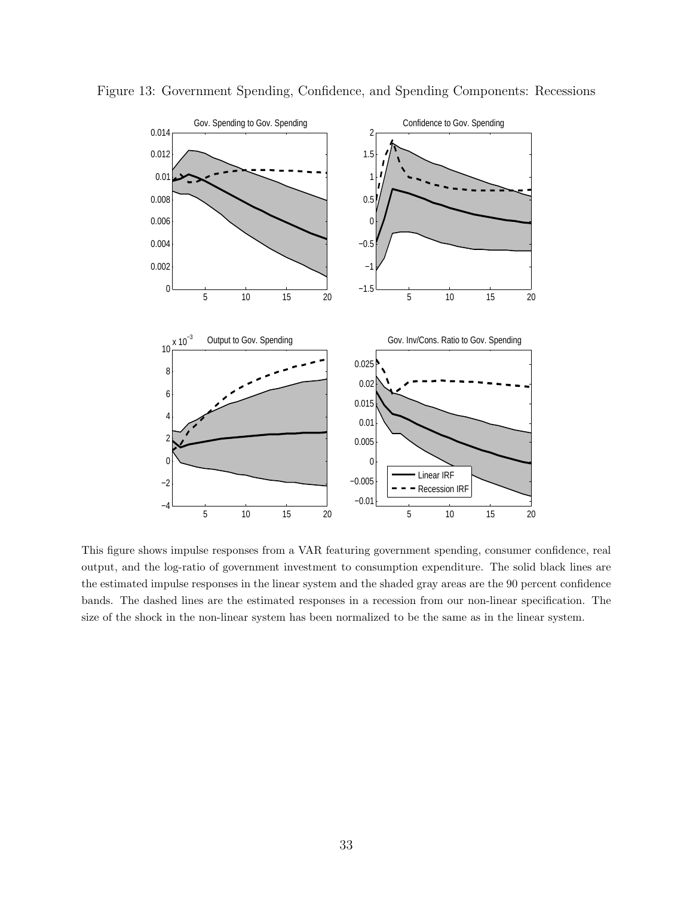Figure 13: Government Spending, Confidence, and Spending Components: Recessions

This figure shows impulse responses from a VAR featuring government spending, consumer confidence, real output, and the log-ratio of government investment to consumption expenditure. The solid black lines are the estimated impulse responses in the linear system and the shaded gray areas are the 90 percent confidence bands. The dashed lines are the estimated responses in a recession from our non-linear specification. The size of the shock in the non-linear system has been normalized to be the same as in the linear system.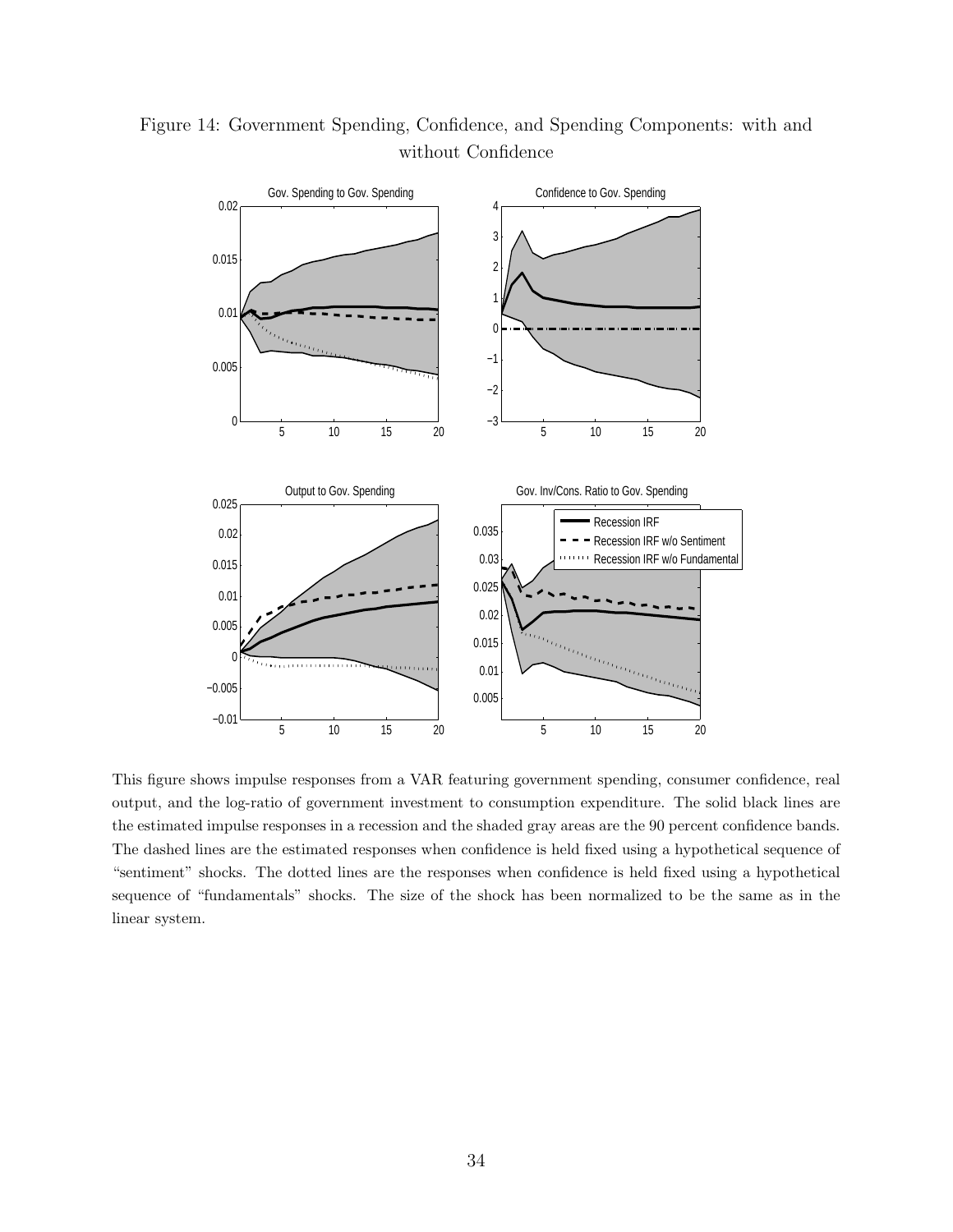# Figure 14: Government Spending, Confidence, and Spending Components: with and without Confidence

This figure shows impulse responses from a VAR featuring government spending, consumer confidence, real output, and the log-ratio of government investment to consumption expenditure. The solid black lines are the estimated impulse responses in a recession and the shaded gray areas are the 90 percent confidence bands. The dashed lines are the estimated responses when confidence is held fixed using a hypothetical sequence of "sentiment" shocks. The dotted lines are the responses when confidence is held fixed using a hypothetical sequence of "fundamentals" shocks. The size of the shock has been normalized to be the same as in the linear system.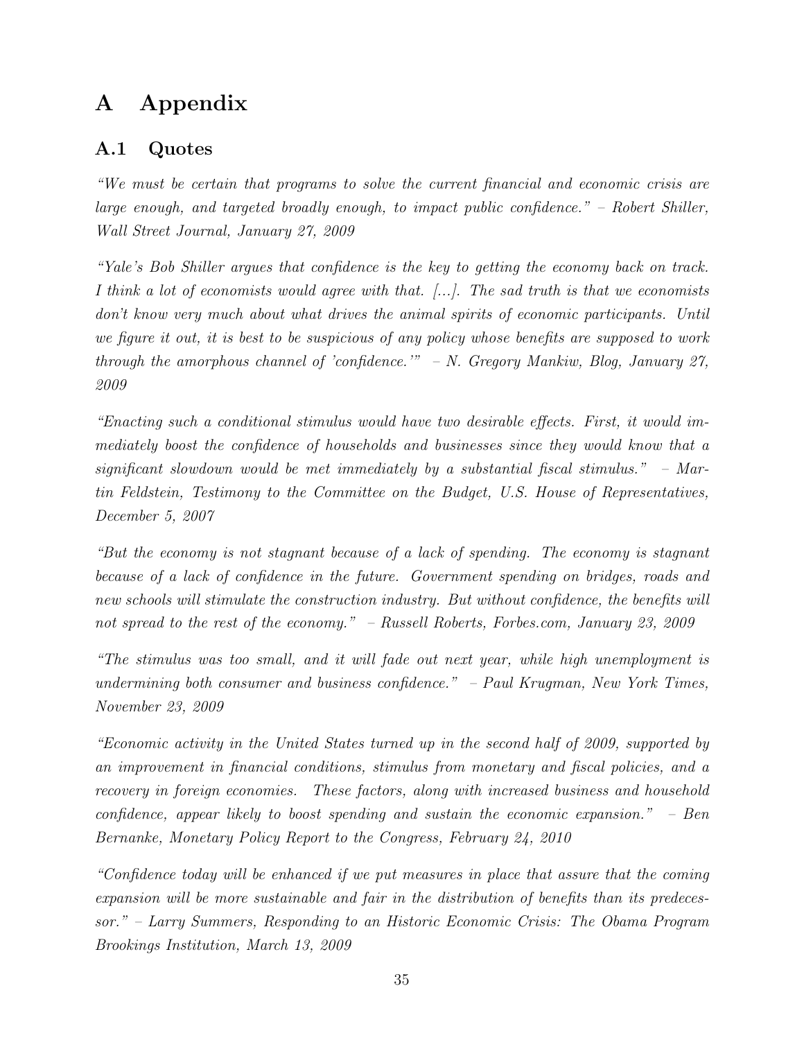# A Appendix

## A.1 Quotes

*"We must be certain that programs to solve the current financial and economic crisis are large enough, and targeted broadly enough, to impact public confidence." – Robert Shiller, Wall Street Journal, January 27, 2009*

*"Yale's Bob Shiller argues that confidence is the key to getting the economy back on track. I think a lot of economists would agree with that. [...]. The sad truth is that we economists don't know very much about what drives the animal spirits of economic participants. Until we figure it out, it is best to be suspicious of any policy whose benefits are supposed to work through the amorphous channel of 'confidence.'" – N. Gregory Mankiw, Blog, January 27, 2009*

*"Enacting such a conditional stimulus would have two desirable effects. First, it would immediately boost the confidence of households and businesses since they would know that a significant slowdown would be met immediately by a substantial fiscal stimulus." – Martin Feldstein, Testimony to the Committee on the Budget, U.S. House of Representatives, December 5, 2007*

*"But the economy is not stagnant because of a lack of spending. The economy is stagnant because of a lack of confidence in the future. Government spending on bridges, roads and new schools will stimulate the construction industry. But without confidence, the benefits will not spread to the rest of the economy." – Russell Roberts, Forbes.com, January 23, 2009*

*"The stimulus was too small, and it will fade out next year, while high unemployment is undermining both consumer and business confidence." – Paul Krugman, New York Times, November 23, 2009*

*"Economic activity in the United States turned up in the second half of 2009, supported by an improvement in financial conditions, stimulus from monetary and fiscal policies, and a recovery in foreign economies. These factors, along with increased business and household confidence, appear likely to boost spending and sustain the economic expansion." – Ben Bernanke, Monetary Policy Report to the Congress, February 24, 2010*

*"Confidence today will be enhanced if we put measures in place that assure that the coming expansion will be more sustainable and fair in the distribution of benefits than its predecessor." – Larry Summers, Responding to an Historic Economic Crisis: The Obama Program Brookings Institution, March 13, 2009*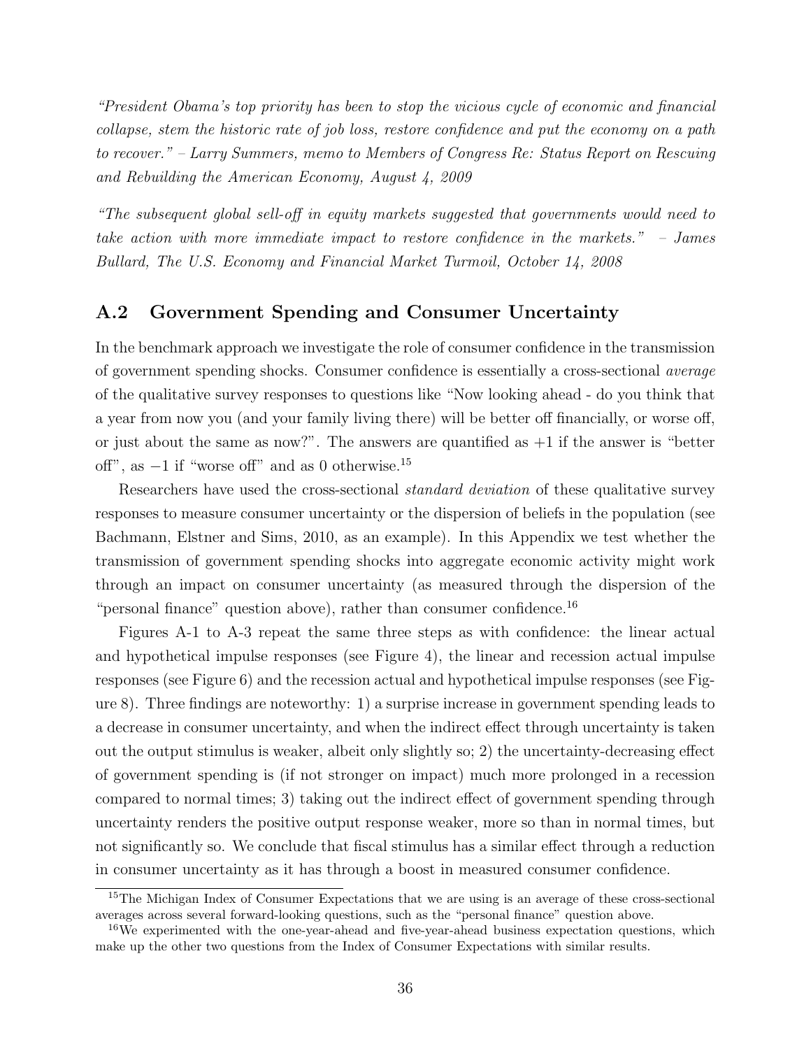*"President Obama's top priority has been to stop the vicious cycle of economic and financial collapse, stem the historic rate of job loss, restore confidence and put the economy on a path to recover." – Larry Summers, memo to Members of Congress Re: Status Report on Rescuing and Rebuilding the American Economy, August 4, 2009*

*"The subsequent global sell-off in equity markets suggested that governments would need to take action with more immediate impact to restore confidence in the markets." – James Bullard, The U.S. Economy and Financial Market Turmoil, October 14, 2008*

## A.2 Government Spending and Consumer Uncertainty

In the benchmark approach we investigate the role of consumer confidence in the transmission of government spending shocks. Consumer confidence is essentially a cross-sectional *average* of the qualitative survey responses to questions like "Now looking ahead - do you think that a year from now you (and your family living there) will be better off financially, or worse off, or just about the same as now?". The answers are quantified as $+1$ if the answer is "better off", as $-1$ if "worse off" and as 0 otherwise.[15]

Researchers have used the cross-sectional *standard deviation* of these qualitative survey responses to measure consumer uncertainty or the dispersion of beliefs in the population (see Bachmann, Elstner and Sims, 2010, as an example). In this Appendix we test whether the transmission of government spending shocks into aggregate economic activity might work through an impact on consumer uncertainty (as measured through the dispersion of the "personal finance" question above), rather than consumer confidence.[16]

Figures A-1 to A-3 repeat the same three steps as with confidence: the linear actual and hypothetical impulse responses (see Figure 4), the linear and recession actual impulse responses (see Figure 6) and the recession actual and hypothetical impulse responses (see Figure 8). Three findings are noteworthy: 1) a surprise increase in government spending leads to a decrease in consumer uncertainty, and when the indirect effect through uncertainty is taken out the output stimulus is weaker, albeit only slightly so; 2) the uncertainty-decreasing effect of government spending is (if not stronger on impact) much more prolonged in a recession compared to normal times; 3) taking out the indirect effect of government spending through uncertainty renders the positive output response weaker, more so than in normal times, but not significantly so. We conclude that fiscal stimulus has a similar effect through a reduction in consumer uncertainty as it has through a boost in measured consumer confidence.

[15] The Michigan Index of Consumer Expectations that we are using is an average of these cross-sectional averages across several forward-looking questions, such as the "personal finance" question above.

[16] We experimented with the one-year-ahead and five-year-ahead business expectation questions, which make up the other two questions from the Index of Consumer Expectations with similar results.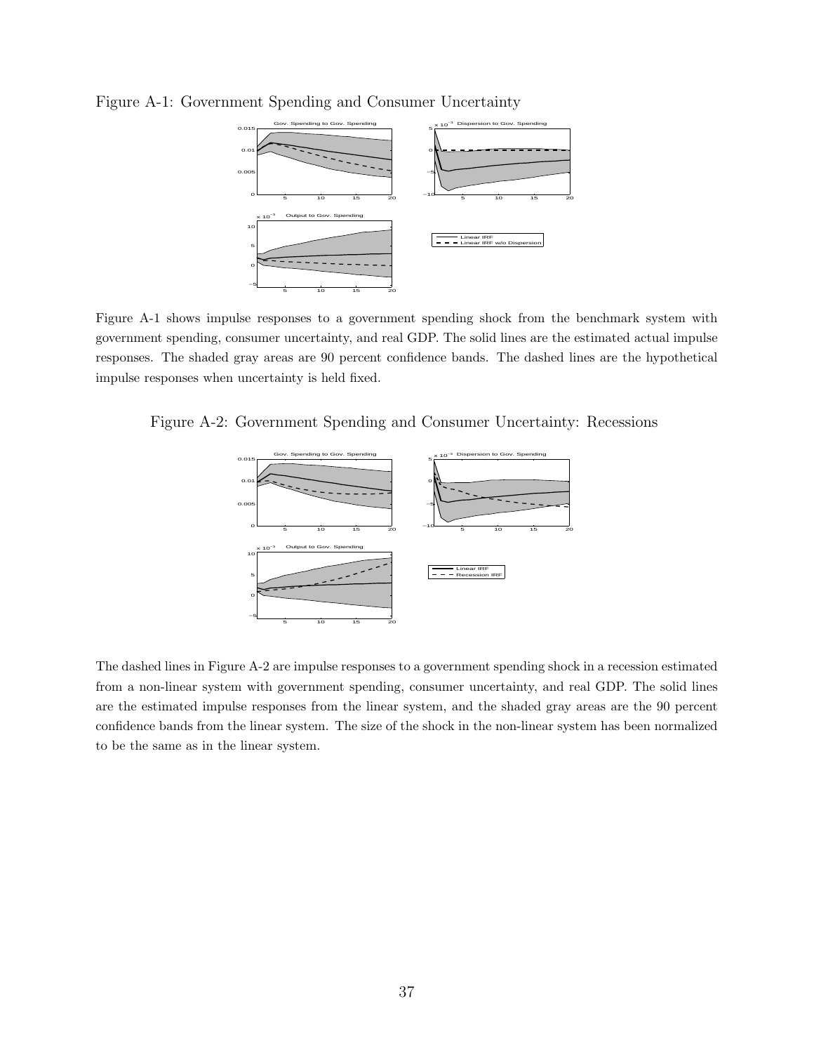Figure A-1: Government Spending and Consumer Uncertainty

Figure A-1 shows impulse responses to a government spending shock from the benchmark system with government spending, consumer uncertainty, and real GDP. The solid lines are the estimated actual impulse responses. The shaded gray areas are 90 percent confidence bands. The dashed lines are the hypothetical impulse responses when uncertainty is held fixed.

Figure A-2: Government Spending and Consumer Uncertainty: Recessions

The dashed lines in Figure A-2 are impulse responses to a government spending shock in a recession estimated from a non-linear system with government spending, consumer uncertainty, and real GDP. The solid lines are the estimated impulse responses from the linear system, and the shaded gray areas are the 90 percent confidence bands from the linear system. The size of the shock in the non-linear system has been normalized to be the same as in the linear system.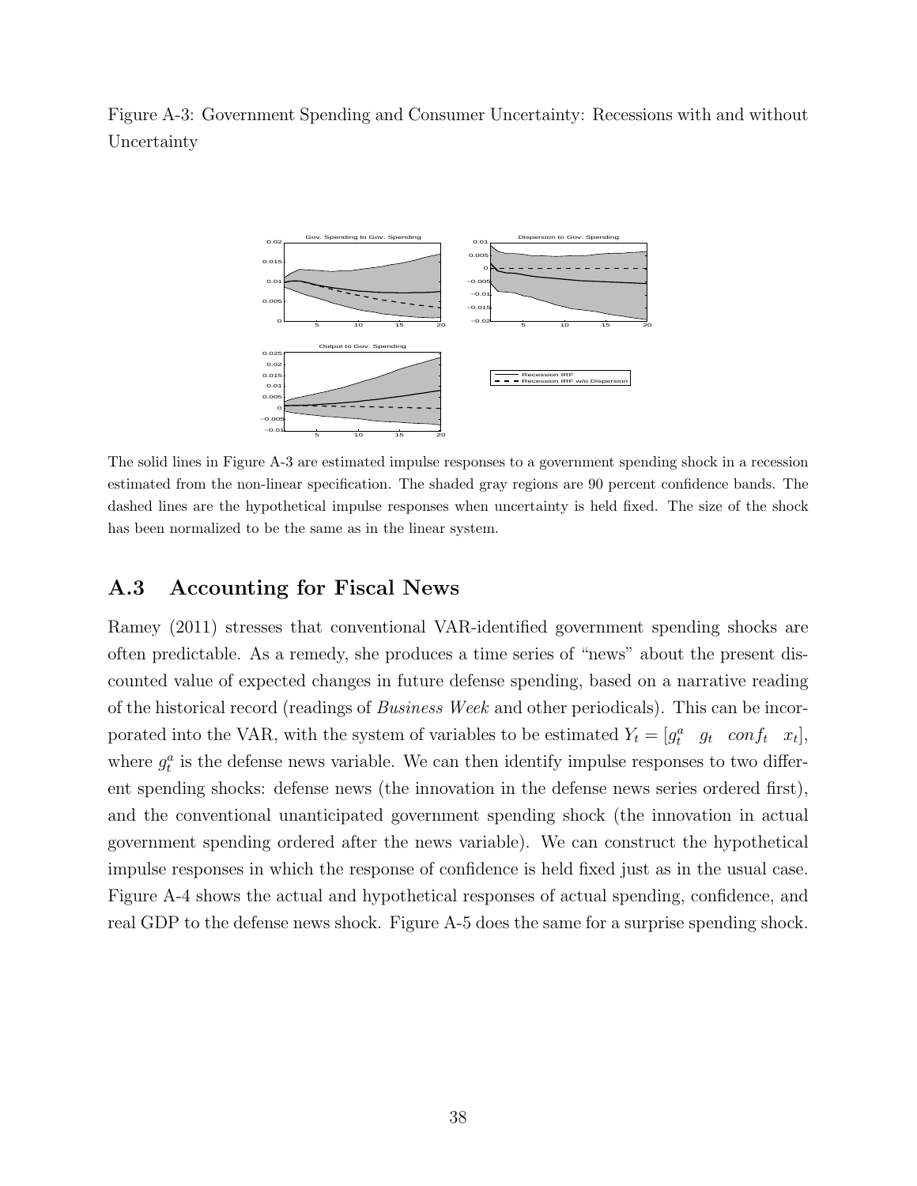Figure A-3: Government Spending and Consumer Uncertainty: Recessions with and without Uncertainty

The solid lines in Figure A-3 are estimated impulse responses to a government spending shock in a recession estimated from the non-linear specification. The shaded gray regions are 90 percent confidence bands. The dashed lines are the hypothetical impulse responses when uncertainty is held fixed. The size of the shock has been normalized to be the same as in the linear system.

## A.3 Accounting for Fiscal News

Ramey (2011) stresses that conventional VAR-identified government spending shocks are often predictable. As a remedy, she produces a time series of "news" about the present discounted value of expected changes in future defense spending, based on a narrative reading of the historical record (readings of *Business Week* and other periodicals). This can be incorporated into the VAR, with the system of variables to be estimated $Y_t = [g_t^a \quad g_t \quad conf_t \quad x_t]$, where $g_t^a$ is the defense news variable. We can then identify impulse responses to two different spending shocks: defense news (the innovation in the defense news series ordered first), and the conventional unanticipated government spending shock (the innovation in actual government spending ordered after the news variable). We can construct the hypothetical impulse responses in which the response of confidence is held fixed just as in the usual case. Figure A-4 shows the actual and hypothetical responses of actual spending, confidence, and real GDP to the defense news shock. Figure A-5 does the same for a surprise spending shock.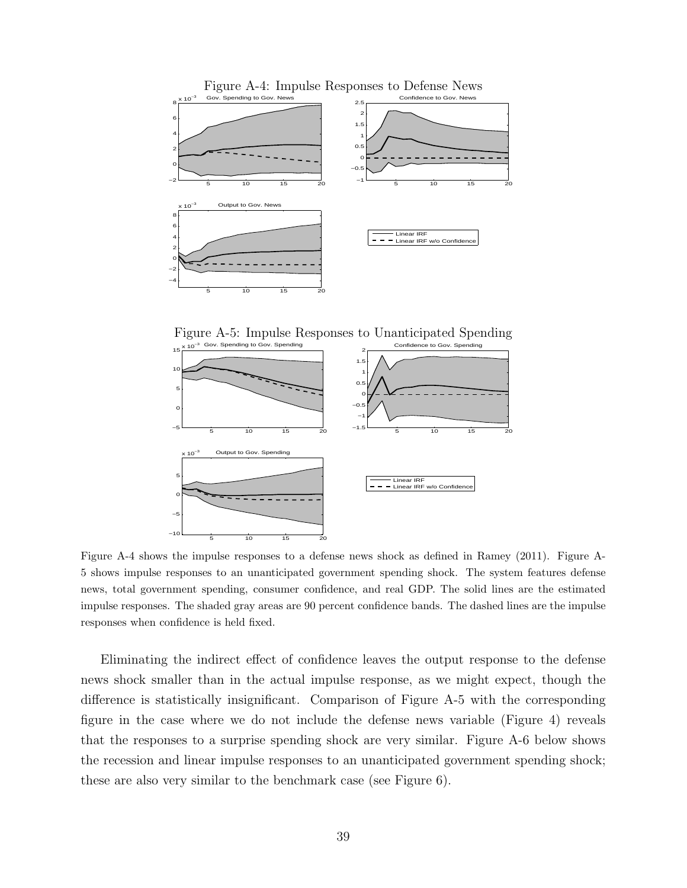Figure A-4: Impulse Responses to Defense News

Figure A-5: Impulse Responses to Unanticipated Spending

Figure A-4 shows the impulse responses to a defense news shock as defined in Ramey (2011). Figure A-5 shows impulse responses to an unanticipated government spending shock. The system features defense news, total government spending, consumer confidence, and real GDP. The solid lines are the estimated impulse responses. The shaded gray areas are 90 percent confidence bands. The dashed lines are the impulse responses when confidence is held fixed.

Eliminating the indirect effect of confidence leaves the output response to the defense news shock smaller than in the actual impulse response, as we might expect, though the difference is statistically insignificant. Comparison of Figure A-5 with the corresponding figure in the case where we do not include the defense news variable (Figure 4) reveals that the responses to a surprise spending shock are very similar. Figure A-6 below shows the recession and linear impulse responses to an unanticipated government spending shock; these are also very similar to the benchmark case (see Figure 6).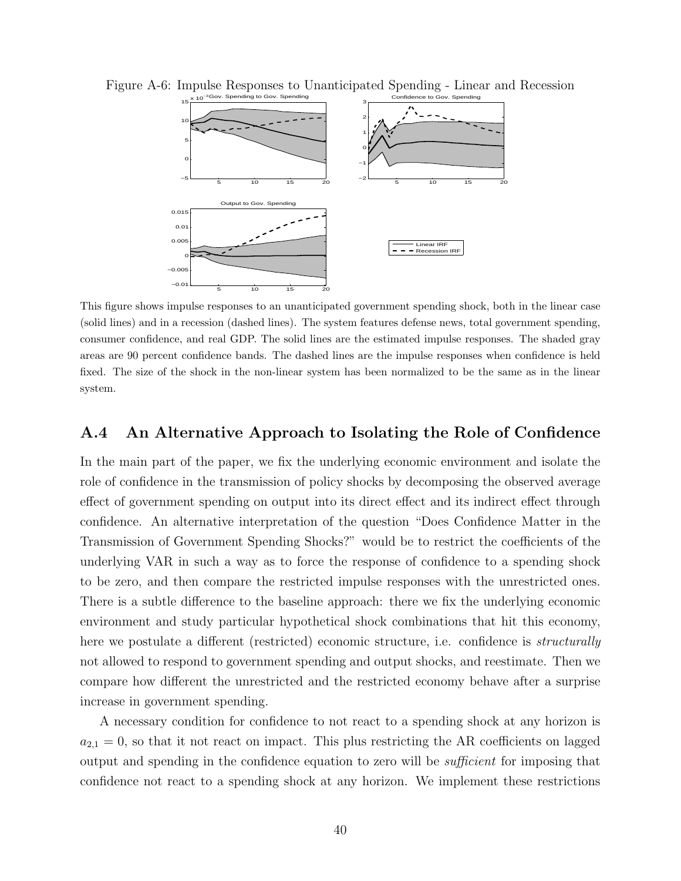Figure A-6: Impulse Responses to Unanticipated Spending - Linear and Recession

This figure shows impulse responses to an unanticipated government spending shock, both in the linear case (solid lines) and in a recession (dashed lines). The system features defense news, total government spending, consumer confidence, and real GDP. The solid lines are the estimated impulse responses. The shaded gray areas are 90 percent confidence bands. The dashed lines are the impulse responses when confidence is held fixed. The size of the shock in the non-linear system has been normalized to be the same as in the linear system.

## A.4 An Alternative Approach to Isolating the Role of Confidence

In the main part of the paper, we fix the underlying economic environment and isolate the role of confidence in the transmission of policy shocks by decomposing the observed average effect of government spending on output into its direct effect and its indirect effect through confidence. An alternative interpretation of the question "Does Confidence Matter in the Transmission of Government Spending Shocks?" would be to restrict the coefficients of the underlying VAR in such a way as to force the response of confidence to a spending shock to be zero, and then compare the restricted impulse responses with the unrestricted ones. There is a subtle difference to the baseline approach: there we fix the underlying economic environment and study particular hypothetical shock combinations that hit this economy, here we postulate a different (restricted) economic structure, i.e. confidence is *structurally* not allowed to respond to government spending and output shocks, and reestimate. Then we compare how different the unrestricted and the restricted economy behave after a surprise increase in government spending.

A necessary condition for confidence to not react to a spending shock at any horizon is $a_{2,1} = 0$, so that it not react on impact. This plus restricting the AR coefficients on lagged output and spending in the confidence equation to zero will be *sufficient* for imposing that confidence not react to a spending shock at any horizon. We implement these restrictions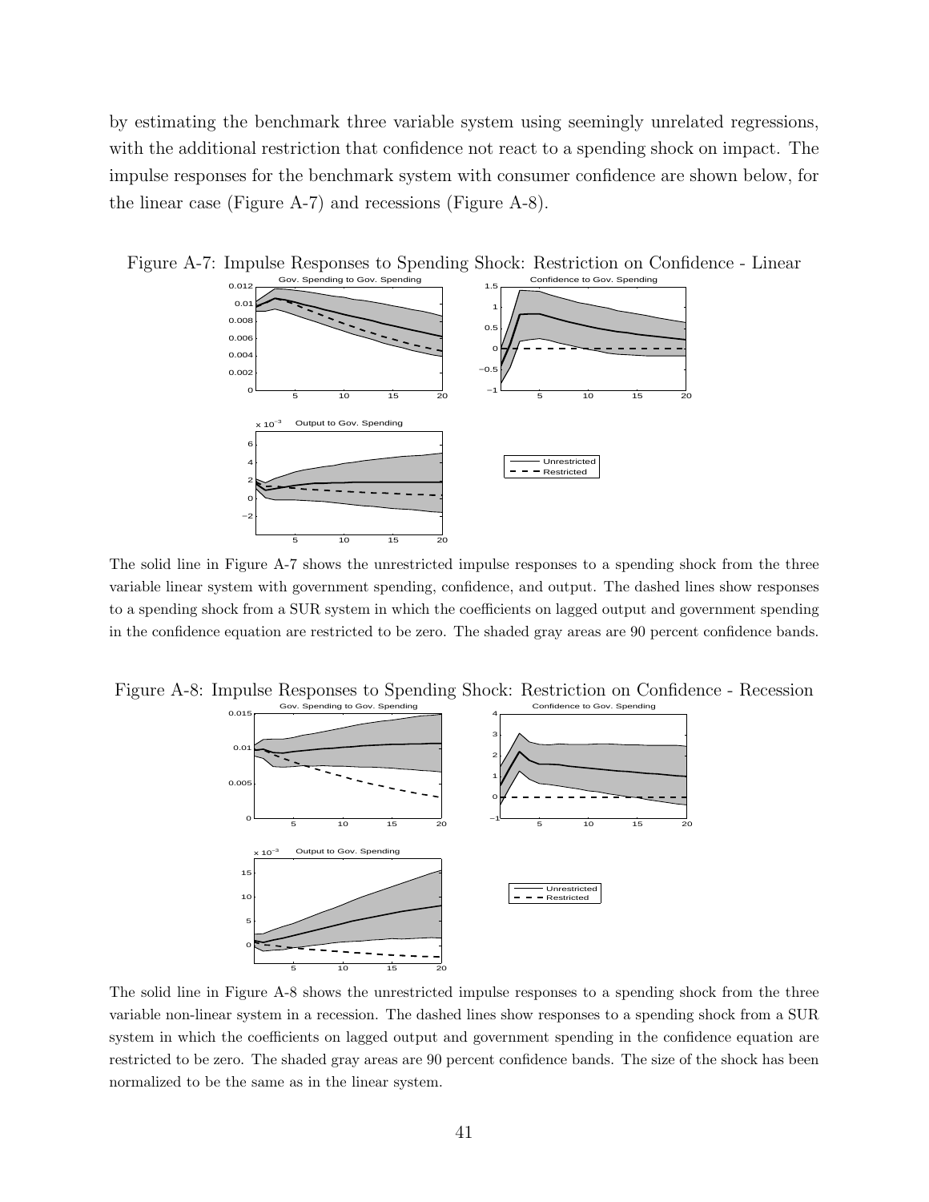by estimating the benchmark three variable system using seemingly unrelated regressions, with the additional restriction that confidence not react to a spending shock on impact. The impulse responses for the benchmark system with consumer confidence are shown below, for the linear case (Figure A-7) and recessions (Figure A-8).

Figure A-7: Impulse Responses to Spending Shock: Restriction on Confidence - Linear

The solid line in Figure A-7 shows the unrestricted impulse responses to a spending shock from the three variable linear system with government spending, confidence, and output. The dashed lines show responses to a spending shock from a SUR system in which the coefficients on lagged output and government spending in the confidence equation are restricted to be zero. The shaded gray areas are 90 percent confidence bands.

Figure A-8: Impulse Responses to Spending Shock: Restriction on Confidence - Recession

The solid line in Figure A-8 shows the unrestricted impulse responses to a spending shock from the three variable non-linear system in a recession. The dashed lines show responses to a spending shock from a SUR system in which the coefficients on lagged output and government spending in the confidence equation are restricted to be zero. The shaded gray areas are 90 percent confidence bands. The size of the shock has been normalized to be the same as in the linear system.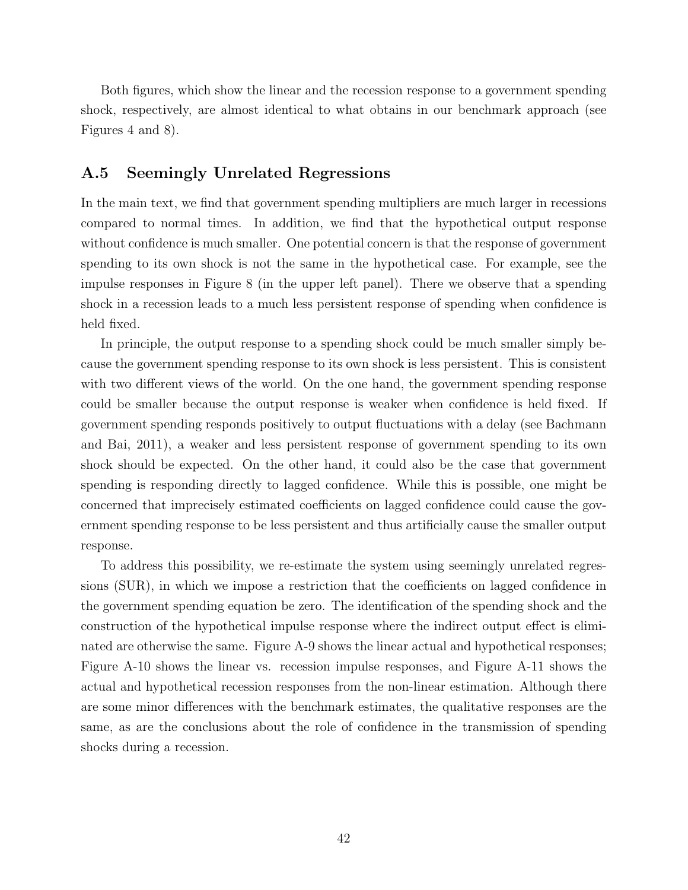Both figures, which show the linear and the recession response to a government spending shock, respectively, are almost identical to what obtains in our benchmark approach (see Figures 4 and 8).

## A.5 Seemingly Unrelated Regressions

In the main text, we find that government spending multipliers are much larger in recessions compared to normal times. In addition, we find that the hypothetical output response without confidence is much smaller. One potential concern is that the response of government spending to its own shock is not the same in the hypothetical case. For example, see the impulse responses in Figure 8 (in the upper left panel). There we observe that a spending shock in a recession leads to a much less persistent response of spending when confidence is held fixed.

In principle, the output response to a spending shock could be much smaller simply because the government spending response to its own shock is less persistent. This is consistent with two different views of the world. On the one hand, the government spending response could be smaller because the output response is weaker when confidence is held fixed. If government spending responds positively to output fluctuations with a delay (see Bachmann and Bai, 2011), a weaker and less persistent response of government spending to its own shock should be expected. On the other hand, it could also be the case that government spending is responding directly to lagged confidence. While this is possible, one might be concerned that imprecisely estimated coefficients on lagged confidence could cause the government spending response to be less persistent and thus artificially cause the smaller output response.

To address this possibility, we re-estimate the system using seemingly unrelated regressions (SUR), in which we impose a restriction that the coefficients on lagged confidence in the government spending equation be zero. The identification of the spending shock and the construction of the hypothetical impulse response where the indirect output effect is eliminated are otherwise the same. Figure A-9 shows the linear actual and hypothetical responses; Figure A-10 shows the linear vs. recession impulse responses, and Figure A-11 shows the actual and hypothetical recession responses from the non-linear estimation. Although there are some minor differences with the benchmark estimates, the qualitative responses are the same, as are the conclusions about the role of confidence in the transmission of spending shocks during a recession.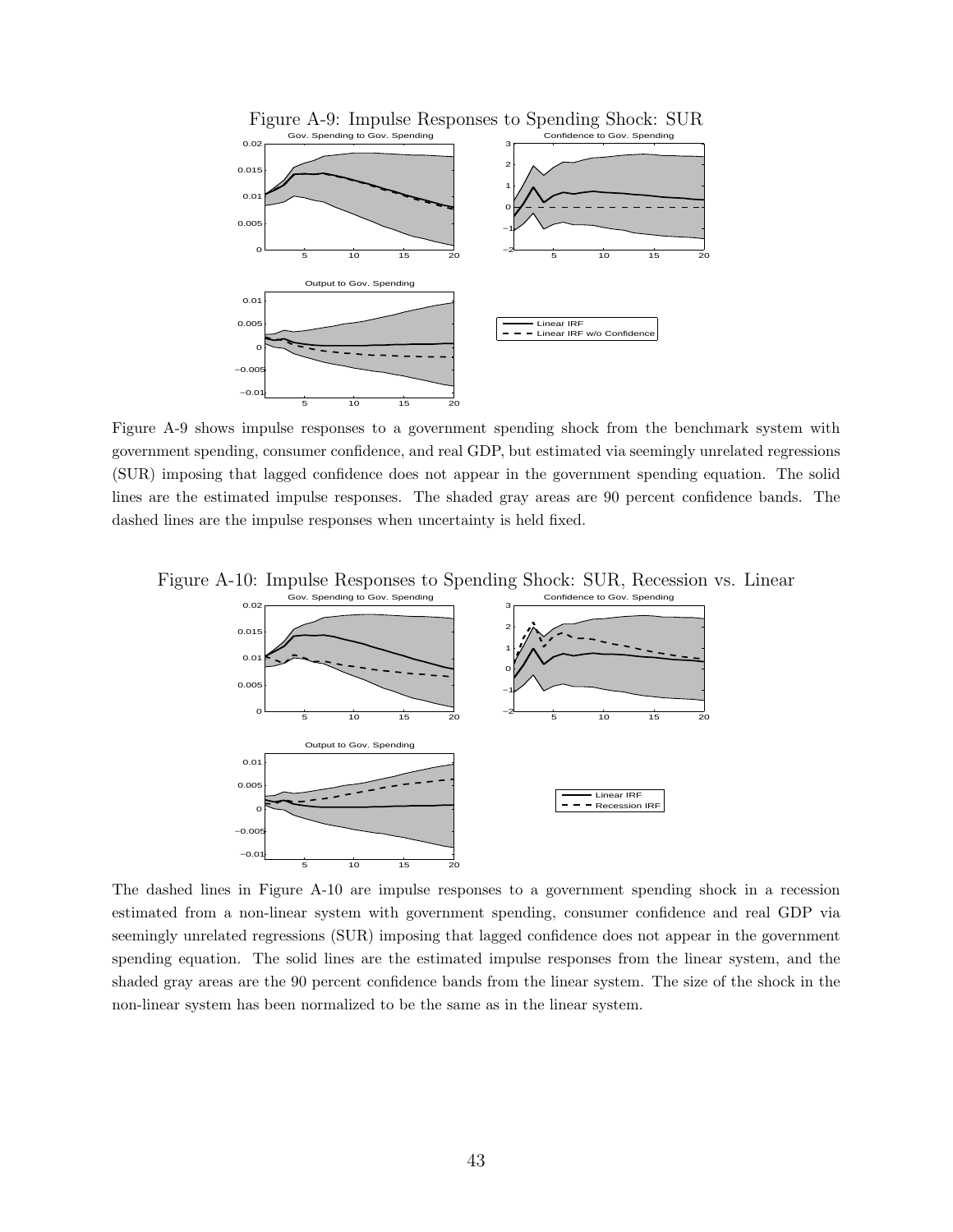Figure A-9: Impulse Responses to Spending Shock: SUR

Figure A-9 shows impulse responses to a government spending shock from the benchmark system with government spending, consumer confidence, and real GDP, but estimated via seemingly unrelated regressions (SUR) imposing that lagged confidence does not appear in the government spending equation. The solid lines are the estimated impulse responses. The shaded gray areas are 90 percent confidence bands. The dashed lines are the impulse responses when uncertainty is held fixed.

Figure A-10: Impulse Responses to Spending Shock: SUR, Recession vs. Linear

The dashed lines in Figure A-10 are impulse responses to a government spending shock in a recession estimated from a non-linear system with government spending, consumer confidence and real GDP via seemingly unrelated regressions (SUR) imposing that lagged confidence does not appear in the government spending equation. The solid lines are the estimated impulse responses from the linear system, and the shaded gray areas are the 90 percent confidence bands from the linear system. The size of the shock in the non-linear system has been normalized to be the same as in the linear system.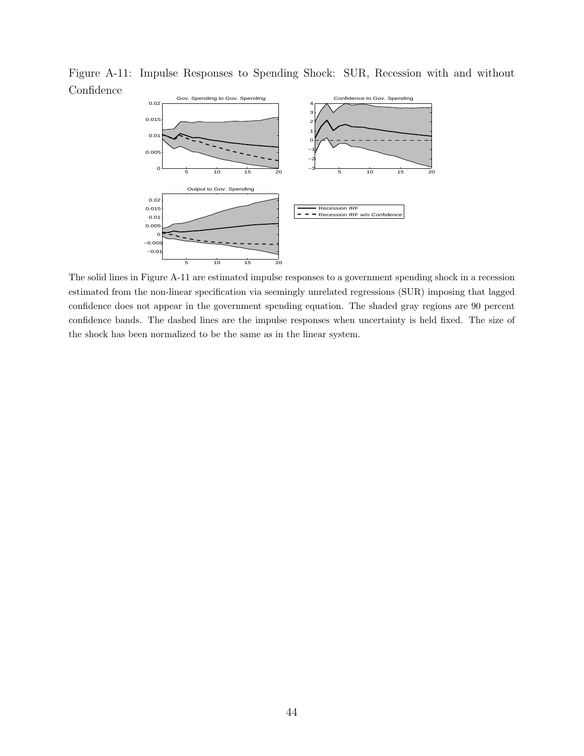Figure A-11: Impulse Responses to Spending Shock: SUR, Recession with and without Confidence

Gov. Spending to Gov. Spending

0.02
0.015
0.01
0.005
0
5 10 15 20

Confidence to Gov. Spending

4
3
2
1
0
−1
−2
−3
5 10 15 20

Output to Gov. Spending

0.02
0.015
0.01
0.005
0
−0.005
−0.01
5 10 15 20

Recession IRF
Recession IRF w/o Confidence

The solid lines in Figure A-11 are estimated impulse responses to a government spending shock in a recession estimated from the non-linear specification via seemingly unrelated regressions (SUR) imposing that lagged confidence does not appear in the government spending equation. The shaded gray regions are 90 percent confidence bands. The dashed lines are the impulse responses when uncertainty is held fixed. The size of the shock has been normalized to be the same as in the linear system.